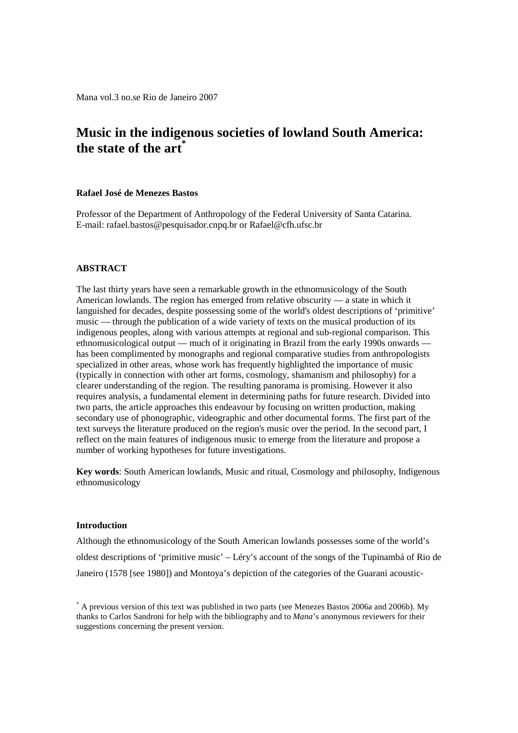Mana vol.3 no.se Rio de Janeiro 2007

# Music in the indigenous societies of lowland South America: the state of the art[*]

**Rafael José de Menezes Bastos**

Professor of the Department of Anthropology of the Federal University of Santa Catarina.
E-mail: rafael.bastos@pesquisador.cnpq.br or Rafael@cfh.ufsc.br

## ABSTRACT

The last thirty years have seen a remarkable growth in the ethnomusicology of the South American lowlands. The region has emerged from relative obscurity — a state in which it languished for decades, despite possessing some of the world's oldest descriptions of 'primitive' music — through the publication of a wide variety of texts on the musical production of its indigenous peoples, along with various attempts at regional and sub-regional comparison. This ethnomusicological output — much of it originating in Brazil from the early 1990s onwards — has been complimented by monographs and regional comparative studies from anthropologists specialized in other areas, whose work has frequently highlighted the importance of music (typically in connection with other art forms, cosmology, shamanism and philosophy) for a clearer understanding of the region. The resulting panorama is promising. However it also requires analysis, a fundamental element in determining paths for future research. Divided into two parts, the article approaches this endeavour by focusing on written production, making secondary use of phonographic, videographic and other documental forms. The first part of the text surveys the literature produced on the region's music over the period. In the second part, I reflect on the main features of indigenous music to emerge from the literature and propose a number of working hypotheses for future investigations.

**Key words**: South American lowlands, Music and ritual, Cosmology and philosophy, Indigenous ethnomusicology

## Introduction

Although the ethnomusicology of the South American lowlands possesses some of the world's oldest descriptions of 'primitive music' – Léry's account of the songs of the Tupinambá of Rio de Janeiro (1578 [see 1980]) and Montoya's depiction of the categories of the Guarani acoustic-

[*] A previous version of this text was published in two parts (see Menezes Bastos 2006a and 2006b). My thanks to Carlos Sandroni for help with the bibliography and to *Mana*'s anonymous reviewers for their suggestions concerning the present version.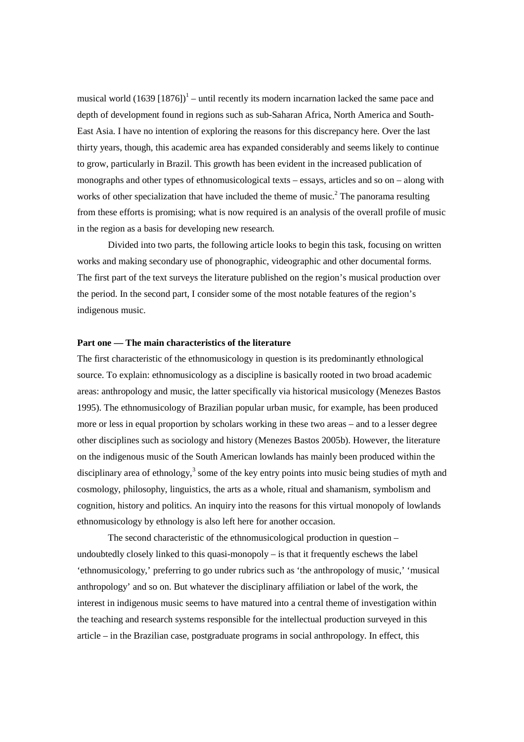musical world (1639 [1876])[1] – until recently its modern incarnation lacked the same pace and depth of development found in regions such as sub-Saharan Africa, North America and South-East Asia. I have no intention of exploring the reasons for this discrepancy here. Over the last thirty years, though, this academic area has expanded considerably and seems likely to continue to grow, particularly in Brazil. This growth has been evident in the increased publication of monographs and other types of ethnomusicological texts – essays, articles and so on – along with works of other specialization that have included the theme of music.[2] The panorama resulting from these efforts is promising; what is now required is an analysis of the overall profile of music in the region as a basis for developing new research.

Divided into two parts, the following article looks to begin this task, focusing on written works and making secondary use of phonographic, videographic and other documental forms. The first part of the text surveys the literature published on the region's musical production over the period. In the second part, I consider some of the most notable features of the region's indigenous music.

**Part one — The main characteristics of the literature**

The first characteristic of the ethnomusicology in question is its predominantly ethnological source. To explain: ethnomusicology as a discipline is basically rooted in two broad academic areas: anthropology and music, the latter specifically via historical musicology (Menezes Bastos 1995). The ethnomusicology of Brazilian popular urban music, for example, has been produced more or less in equal proportion by scholars working in these two areas – and to a lesser degree other disciplines such as sociology and history (Menezes Bastos 2005b). However, the literature on the indigenous music of the South American lowlands has mainly been produced within the disciplinary area of ethnology,[3] some of the key entry points into music being studies of myth and cosmology, philosophy, linguistics, the arts as a whole, ritual and shamanism, symbolism and cognition, history and politics. An inquiry into the reasons for this virtual monopoly of lowlands ethnomusicology by ethnology is also left here for another occasion.

The second characteristic of the ethnomusicological production in question – undoubtedly closely linked to this quasi-monopoly – is that it frequently eschews the label 'ethnomusicology,' preferring to go under rubrics such as 'the anthropology of music,' 'musical anthropology' and so on. But whatever the disciplinary affiliation or label of the work, the interest in indigenous music seems to have matured into a central theme of investigation within the teaching and research systems responsible for the intellectual production surveyed in this article – in the Brazilian case, postgraduate programs in social anthropology. In effect, this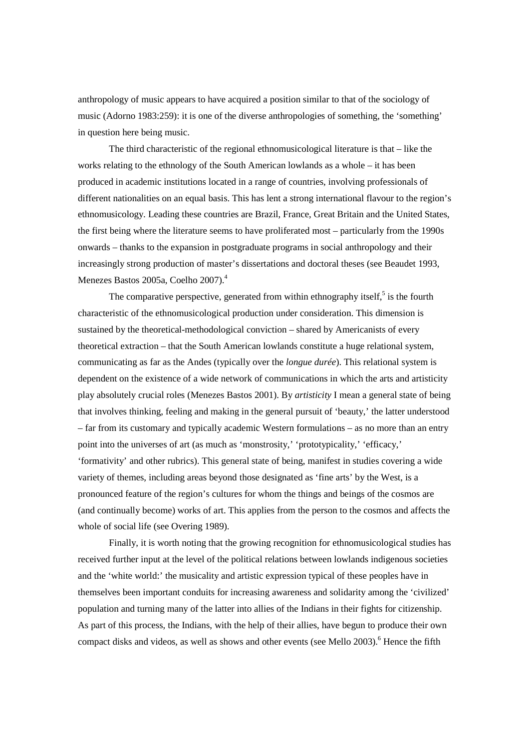anthropology of music appears to have acquired a position similar to that of the sociology of music (Adorno 1983:259): it is one of the diverse anthropologies of something, the 'something' in question here being music.

The third characteristic of the regional ethnomusicological literature is that – like the works relating to the ethnology of the South American lowlands as a whole – it has been produced in academic institutions located in a range of countries, involving professionals of different nationalities on an equal basis. This has lent a strong international flavour to the region's ethnomusicology. Leading these countries are Brazil, France, Great Britain and the United States, the first being where the literature seems to have proliferated most – particularly from the 1990s onwards – thanks to the expansion in postgraduate programs in social anthropology and their increasingly strong production of master's dissertations and doctoral theses (see Beaudet 1993, Menezes Bastos 2005a, Coelho 2007).[4]

The comparative perspective, generated from within ethnography itself,[5] is the fourth characteristic of the ethnomusicological production under consideration. This dimension is sustained by the theoretical-methodological conviction – shared by Americanists of every theoretical extraction – that the South American lowlands constitute a huge relational system, communicating as far as the Andes (typically over the *longue durée*). This relational system is dependent on the existence of a wide network of communications in which the arts and artisticity play absolutely crucial roles (Menezes Bastos 2001). By *artisticity* I mean a general state of being that involves thinking, feeling and making in the general pursuit of 'beauty,' the latter understood – far from its customary and typically academic Western formulations – as no more than an entry point into the universes of art (as much as 'monstrosity,' 'prototypicality,' 'efficacy,' 'formativity' and other rubrics). This general state of being, manifest in studies covering a wide variety of themes, including areas beyond those designated as 'fine arts' by the West, is a pronounced feature of the region's cultures for whom the things and beings of the cosmos are (and continually become) works of art. This applies from the person to the cosmos and affects the whole of social life (see Overing 1989).

Finally, it is worth noting that the growing recognition for ethnomusicological studies has received further input at the level of the political relations between lowlands indigenous societies and the 'white world:' the musicality and artistic expression typical of these peoples have in themselves been important conduits for increasing awareness and solidarity among the 'civilized' population and turning many of the latter into allies of the Indians in their fights for citizenship. As part of this process, the Indians, with the help of their allies, have begun to produce their own compact disks and videos, as well as shows and other events (see Mello 2003).[6] Hence the fifth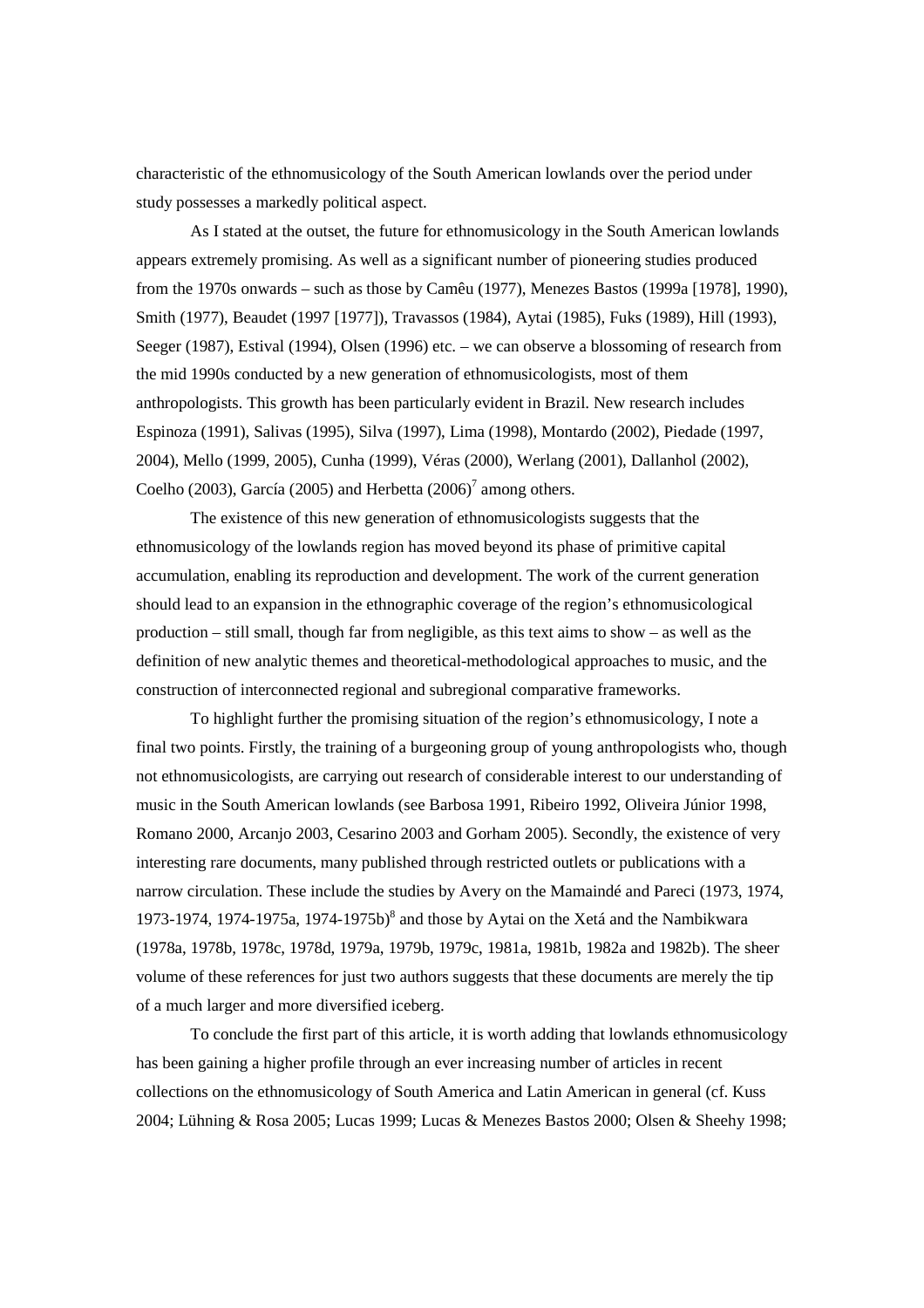characteristic of the ethnomusicology of the South American lowlands over the period under study possesses a markedly political aspect.

As I stated at the outset, the future for ethnomusicology in the South American lowlands appears extremely promising. As well as a significant number of pioneering studies produced from the 1970s onwards – such as those by Camêu (1977), Menezes Bastos (1999a [1978], 1990), Smith (1977), Beaudet (1997 [1977]), Travassos (1984), Aytai (1985), Fuks (1989), Hill (1993), Seeger (1987), Estival (1994), Olsen (1996) etc. – we can observe a blossoming of research from the mid 1990s conducted by a new generation of ethnomusicologists, most of them anthropologists. This growth has been particularly evident in Brazil. New research includes Espinoza (1991), Salivas (1995), Silva (1997), Lima (1998), Montardo (2002), Piedade (1997, 2004), Mello (1999, 2005), Cunha (1999), Véras (2000), Werlang (2001), Dallanhol (2002), Coelho (2003), García (2005) and Herbetta (2006)[7] among others.

The existence of this new generation of ethnomusicologists suggests that the ethnomusicology of the lowlands region has moved beyond its phase of primitive capital accumulation, enabling its reproduction and development. The work of the current generation should lead to an expansion in the ethnographic coverage of the region's ethnomusicological production – still small, though far from negligible, as this text aims to show – as well as the definition of new analytic themes and theoretical-methodological approaches to music, and the construction of interconnected regional and subregional comparative frameworks.

To highlight further the promising situation of the region's ethnomusicology, I note a final two points. Firstly, the training of a burgeoning group of young anthropologists who, though not ethnomusicologists, are carrying out research of considerable interest to our understanding of music in the South American lowlands (see Barbosa 1991, Ribeiro 1992, Oliveira Júnior 1998, Romano 2000, Arcanjo 2003, Cesarino 2003 and Gorham 2005). Secondly, the existence of very interesting rare documents, many published through restricted outlets or publications with a narrow circulation. These include the studies by Avery on the Mamaindé and Pareci (1973, 1974, 1973-1974, 1974-1975a, 1974-1975b)[8] and those by Aytai on the Xetá and the Nambikwara (1978a, 1978b, 1978c, 1978d, 1979a, 1979b, 1979c, 1981a, 1981b, 1982a and 1982b). The sheer volume of these references for just two authors suggests that these documents are merely the tip of a much larger and more diversified iceberg.

To conclude the first part of this article, it is worth adding that lowlands ethnomusicology has been gaining a higher profile through an ever increasing number of articles in recent collections on the ethnomusicology of South America and Latin American in general (cf. Kuss 2004; Lühning & Rosa 2005; Lucas 1999; Lucas & Menezes Bastos 2000; Olsen & Sheehy 1998;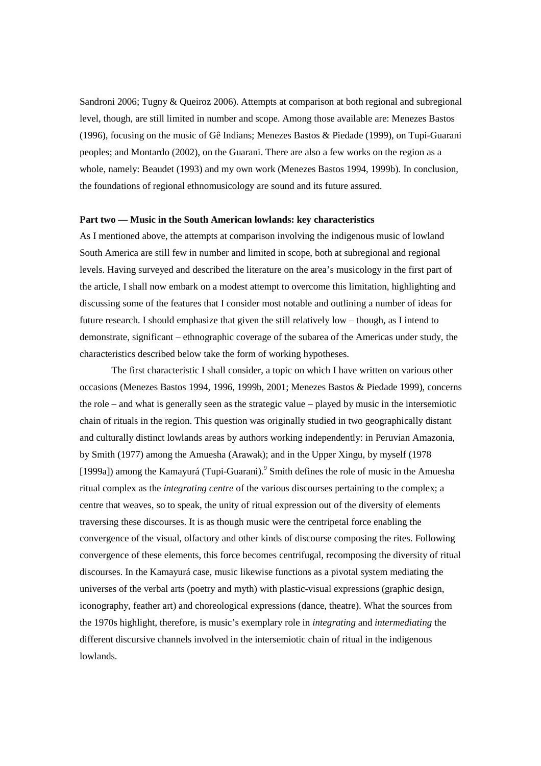Sandroni 2006; Tugny & Queiroz 2006). Attempts at comparison at both regional and subregional level, though, are still limited in number and scope. Among those available are: Menezes Bastos (1996), focusing on the music of Gê Indians; Menezes Bastos & Piedade (1999), on Tupi-Guarani peoples; and Montardo (2002), on the Guarani. There are also a few works on the region as a whole, namely: Beaudet (1993) and my own work (Menezes Bastos 1994, 1999b). In conclusion, the foundations of regional ethnomusicology are sound and its future assured.

**Part two — Music in the South American lowlands: key characteristics**

As I mentioned above, the attempts at comparison involving the indigenous music of lowland South America are still few in number and limited in scope, both at subregional and regional levels. Having surveyed and described the literature on the area's musicology in the first part of the article, I shall now embark on a modest attempt to overcome this limitation, highlighting and discussing some of the features that I consider most notable and outlining a number of ideas for future research. I should emphasize that given the still relatively low – though, as I intend to demonstrate, significant – ethnographic coverage of the subarea of the Americas under study, the characteristics described below take the form of working hypotheses.

The first characteristic I shall consider, a topic on which I have written on various other occasions (Menezes Bastos 1994, 1996, 1999b, 2001; Menezes Bastos & Piedade 1999), concerns the role – and what is generally seen as the strategic value – played by music in the intersemiotic chain of rituals in the region. This question was originally studied in two geographically distant and culturally distinct lowlands areas by authors working independently: in Peruvian Amazonia, by Smith (1977) among the Amuesha (Arawak); and in the Upper Xingu, by myself (1978 [1999a]) among the Kamayurá (Tupi-Guarani).[9] Smith defines the role of music in the Amuesha ritual complex as the *integrating centre* of the various discourses pertaining to the complex; a centre that weaves, so to speak, the unity of ritual expression out of the diversity of elements traversing these discourses. It is as though music were the centripetal force enabling the convergence of the visual, olfactory and other kinds of discourse composing the rites. Following convergence of these elements, this force becomes centrifugal, recomposing the diversity of ritual discourses. In the Kamayurá case, music likewise functions as a pivotal system mediating the universes of the verbal arts (poetry and myth) with plastic-visual expressions (graphic design, iconography, feather art) and choreological expressions (dance, theatre). What the sources from the 1970s highlight, therefore, is music's exemplary role in *integrating* and *intermediating* the different discursive channels involved in the intersemiotic chain of ritual in the indigenous lowlands.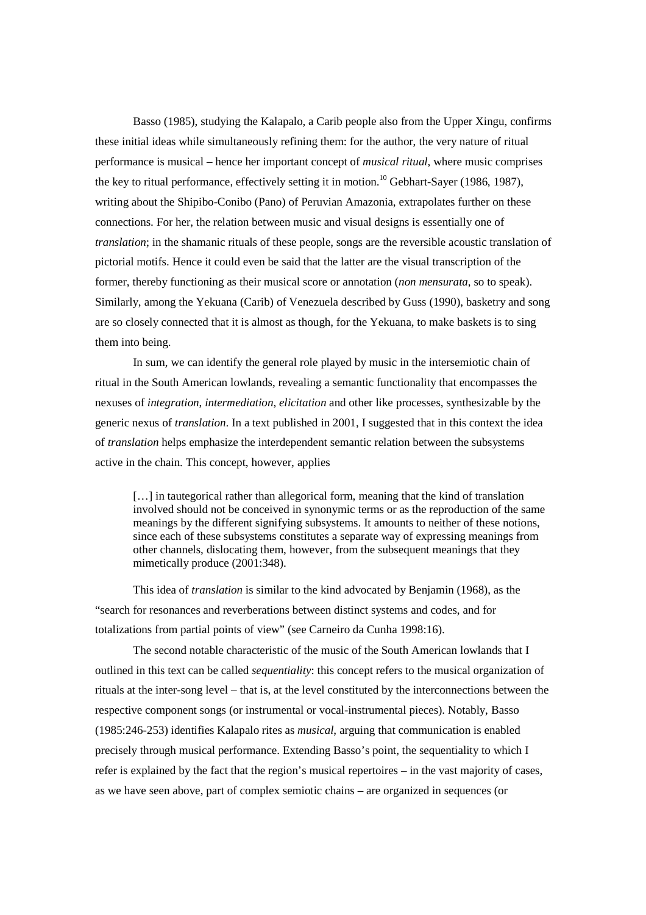Basso (1985), studying the Kalapalo, a Carib people also from the Upper Xingu, confirms these initial ideas while simultaneously refining them: for the author, the very nature of ritual performance is musical – hence her important concept of *musical ritual*, where music comprises the key to ritual performance, effectively setting it in motion.[10] Gebhart-Sayer (1986, 1987), writing about the Shipibo-Conibo (Pano) of Peruvian Amazonia, extrapolates further on these connections. For her, the relation between music and visual designs is essentially one of *translation*; in the shamanic rituals of these people, songs are the reversible acoustic translation of pictorial motifs. Hence it could even be said that the latter are the visual transcription of the former, thereby functioning as their musical score or annotation (*non mensurata*, so to speak). Similarly, among the Yekuana (Carib) of Venezuela described by Guss (1990), basketry and song are so closely connected that it is almost as though, for the Yekuana, to make baskets is to sing them into being.

In sum, we can identify the general role played by music in the intersemiotic chain of ritual in the South American lowlands, revealing a semantic functionality that encompasses the nexuses of *integration*, *intermediation*, *elicitation* and other like processes, synthesizable by the generic nexus of *translation*. In a text published in 2001, I suggested that in this context the idea of *translation* helps emphasize the interdependent semantic relation between the subsystems active in the chain. This concept, however, applies

> […] in tautegorical rather than allegorical form, meaning that the kind of translation involved should not be conceived in synonymic terms or as the reproduction of the same meanings by the different signifying subsystems. It amounts to neither of these notions, since each of these subsystems constitutes a separate way of expressing meanings from other channels, dislocating them, however, from the subsequent meanings that they mimetically produce (2001:348).

This idea of *translation* is similar to the kind advocated by Benjamin (1968), as the "search for resonances and reverberations between distinct systems and codes, and for totalizations from partial points of view" (see Carneiro da Cunha 1998:16).

The second notable characteristic of the music of the South American lowlands that I outlined in this text can be called *sequentiality*: this concept refers to the musical organization of rituals at the inter-song level – that is, at the level constituted by the interconnections between the respective component songs (or instrumental or vocal-instrumental pieces). Notably, Basso (1985:246-253) identifies Kalapalo rites as *musical*, arguing that communication is enabled precisely through musical performance. Extending Basso's point, the sequentiality to which I refer is explained by the fact that the region's musical repertoires – in the vast majority of cases, as we have seen above, part of complex semiotic chains – are organized in sequences (or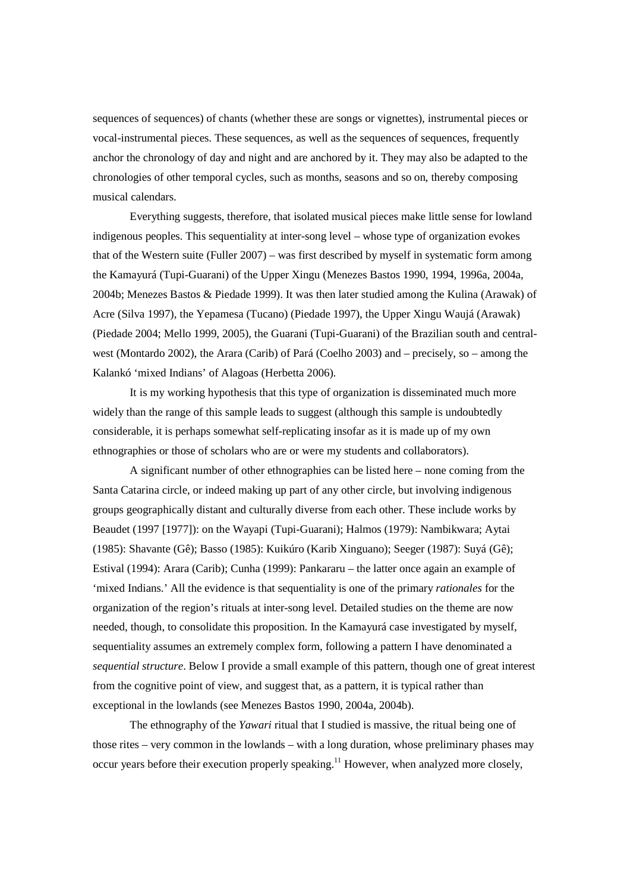sequences of sequences) of chants (whether these are songs or vignettes), instrumental pieces or vocal-instrumental pieces. These sequences, as well as the sequences of sequences, frequently anchor the chronology of day and night and are anchored by it. They may also be adapted to the chronologies of other temporal cycles, such as months, seasons and so on, thereby composing musical calendars.

Everything suggests, therefore, that isolated musical pieces make little sense for lowland indigenous peoples. This sequentiality at inter-song level – whose type of organization evokes that of the Western suite (Fuller 2007) – was first described by myself in systematic form among the Kamayurá (Tupi-Guarani) of the Upper Xingu (Menezes Bastos 1990, 1994, 1996a, 2004a, 2004b; Menezes Bastos & Piedade 1999). It was then later studied among the Kulina (Arawak) of Acre (Silva 1997), the Yepamesa (Tucano) (Piedade 1997), the Upper Xingu Waujá (Arawak) (Piedade 2004; Mello 1999, 2005), the Guarani (Tupi-Guarani) of the Brazilian south and central-west (Montardo 2002), the Arara (Carib) of Pará (Coelho 2003) and – precisely, so – among the Kalankó 'mixed Indians' of Alagoas (Herbetta 2006).

It is my working hypothesis that this type of organization is disseminated much more widely than the range of this sample leads to suggest (although this sample is undoubtedly considerable, it is perhaps somewhat self-replicating insofar as it is made up of my own ethnographies or those of scholars who are or were my students and collaborators).

A significant number of other ethnographies can be listed here – none coming from the Santa Catarina circle, or indeed making up part of any other circle, but involving indigenous groups geographically distant and culturally diverse from each other. These include works by Beaudet (1997 [1977]): on the Wayapi (Tupi-Guarani); Halmos (1979): Nambikwara; Aytai (1985): Shavante (Gê); Basso (1985): Kuikúro (Karib Xinguano); Seeger (1987): Suyá (Gê); Estival (1994): Arara (Carib); Cunha (1999): Pankararu – the latter once again an example of 'mixed Indians.' All the evidence is that sequentiality is one of the primary *rationales* for the organization of the region's rituals at inter-song level. Detailed studies on the theme are now needed, though, to consolidate this proposition. In the Kamayurá case investigated by myself, sequentiality assumes an extremely complex form, following a pattern I have denominated a *sequential structure*. Below I provide a small example of this pattern, though one of great interest from the cognitive point of view, and suggest that, as a pattern, it is typical rather than exceptional in the lowlands (see Menezes Bastos 1990, 2004a, 2004b).

The ethnography of the *Yawari* ritual that I studied is massive, the ritual being one of those rites – very common in the lowlands – with a long duration, whose preliminary phases may occur years before their execution properly speaking.[11] However, when analyzed more closely,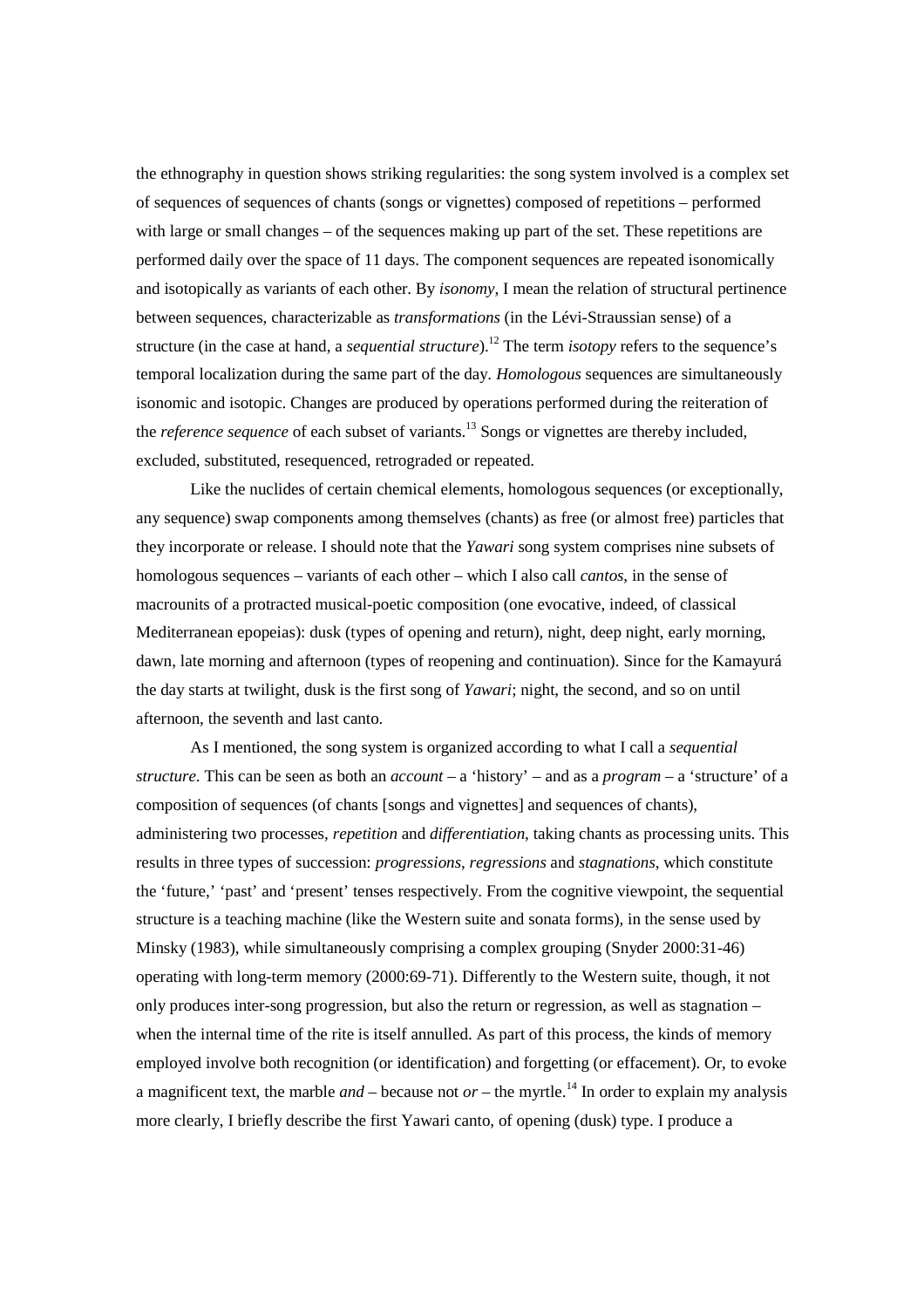the ethnography in question shows striking regularities: the song system involved is a complex set of sequences of sequences of chants (songs or vignettes) composed of repetitions – performed with large or small changes – of the sequences making up part of the set. These repetitions are performed daily over the space of 11 days. The component sequences are repeated isonomically and isotopically as variants of each other. By *isonomy*, I mean the relation of structural pertinence between sequences, characterizable as *transformations* (in the Lévi-Straussian sense) of a structure (in the case at hand, a *sequential structure*).[12] The term *isotopy* refers to the sequence's temporal localization during the same part of the day. *Homologous* sequences are simultaneously isonomic and isotopic. Changes are produced by operations performed during the reiteration of the *reference sequence* of each subset of variants.[13] Songs or vignettes are thereby included, excluded, substituted, resequenced, retrograded or repeated.

Like the nuclides of certain chemical elements, homologous sequences (or exceptionally, any sequence) swap components among themselves (chants) as free (or almost free) particles that they incorporate or release. I should note that the *Yawari* song system comprises nine subsets of homologous sequences – variants of each other – which I also call *cantos*, in the sense of macrounits of a protracted musical-poetic composition (one evocative, indeed, of classical Mediterranean epopeias): dusk (types of opening and return), night, deep night, early morning, dawn, late morning and afternoon (types of reopening and continuation). Since for the Kamayurá the day starts at twilight, dusk is the first song of *Yawari*; night, the second, and so on until afternoon, the seventh and last canto.

As I mentioned, the song system is organized according to what I call a *sequential structure*. This can be seen as both an *account* – a 'history' – and as a *program* – a 'structure' of a composition of sequences (of chants [songs and vignettes] and sequences of chants), administering two processes, *repetition* and *differentiation*, taking chants as processing units. This results in three types of succession: *progressions*, *regressions* and *stagnations*, which constitute the 'future,' 'past' and 'present' tenses respectively. From the cognitive viewpoint, the sequential structure is a teaching machine (like the Western suite and sonata forms), in the sense used by Minsky (1983), while simultaneously comprising a complex grouping (Snyder 2000:31-46) operating with long-term memory (2000:69-71). Differently to the Western suite, though, it not only produces inter-song progression, but also the return or regression, as well as stagnation – when the internal time of the rite is itself annulled. As part of this process, the kinds of memory employed involve both recognition (or identification) and forgetting (or effacement). Or, to evoke a magnificent text, the marble *and* – because not *or* – the myrtle.[14] In order to explain my analysis more clearly, I briefly describe the first Yawari canto, of opening (dusk) type. I produce a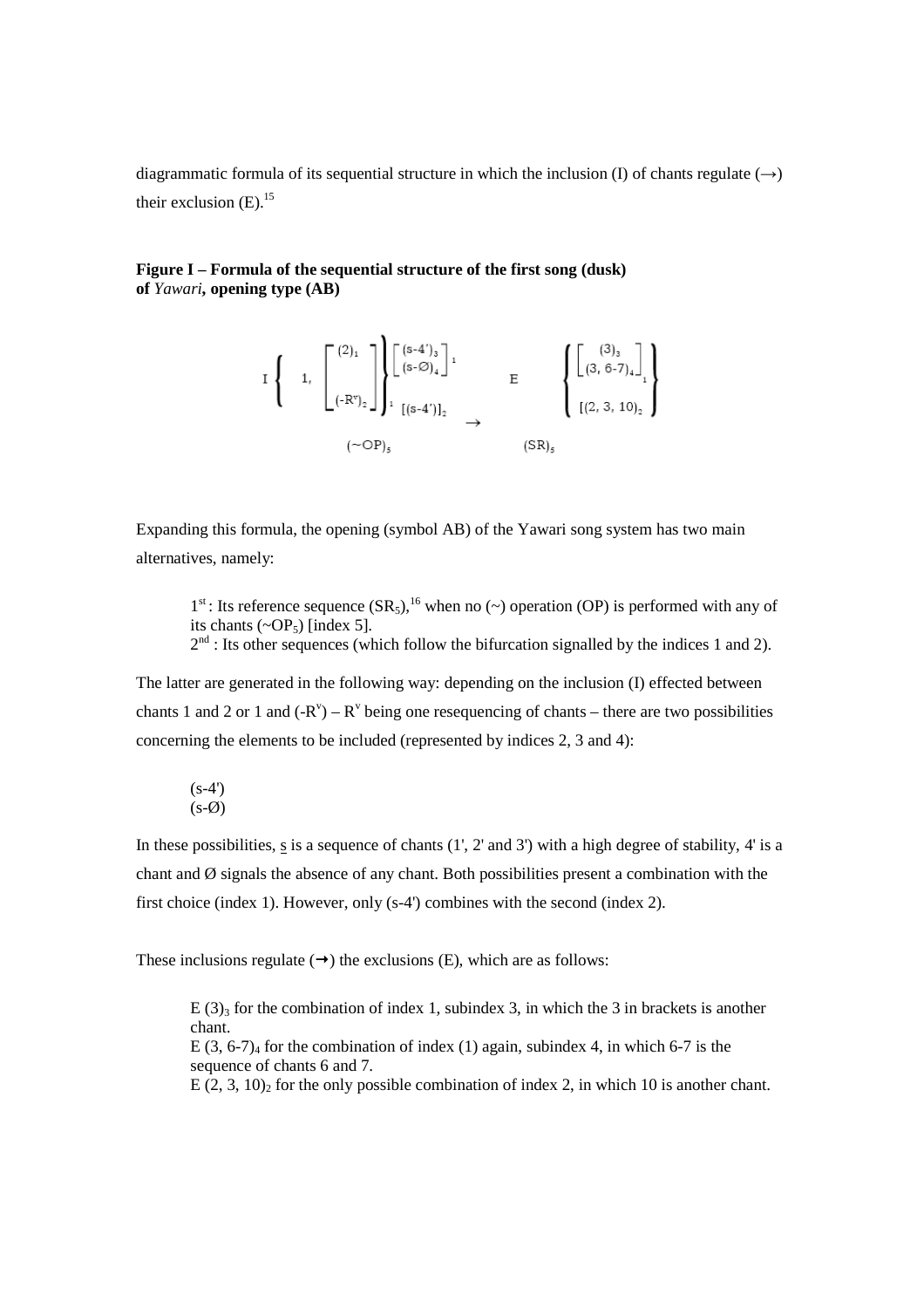diagrammatic formula of its sequential structure in which the inclusion (I) of chants regulate (→) their exclusion (E).[15]

**Figure I – Formula of the sequential structure of the first song (dusk) of *Yawari*, opening type (AB)**

$$\mathrm{I}\left\{\begin{array}{c} 1,\ \left[\begin{array}{c}(2)_1\\ \\ (\text{-}R^v)_2\end{array}\right] \\ \\ (\sim OP)_5 \end{array}\right\}\begin{array}{l}\left[\begin{array}{c}(s\text{-}4')_3\\(s\text{-}\varnothing)_4\end{array}\right]_1\\ {[(s\text{-}4')]_2}\end{array} \rightarrow \quad \mathrm{E}\left\{\begin{array}{c}\left[\begin{array}{c}(3)_3\\(3,\,6\text{-}7)_4\end{array}\right]_1\\ {[(2,\,3,\,10)_2}\end{array}\right\} \quad (SR)_5$$

Expanding this formula, the opening (symbol AB) of the Yawari song system has two main alternatives, namely:

> 1st: Its reference sequence ($SR_5$),[16] when no (~) operation (OP) is performed with any of its chants (~$OP_5$) [index 5].
> 2nd: Its other sequences (which follow the bifurcation signalled by the indices 1 and 2).

The latter are generated in the following way: depending on the inclusion (I) effected between chants 1 and 2 or 1 and ($-R^v$) – $R^v$ being one resequencing of chants – there are two possibilities concerning the elements to be included (represented by indices 2, 3 and 4):

> (s-4')
> (s-Ø)

In these possibilities, s is a sequence of chants (1', 2' and 3') with a high degree of stability, 4' is a chant and Ø signals the absence of any chant. Both possibilities present a combination with the first choice (index 1). However, only (s-4') combines with the second (index 2).

These inclusions regulate (→) the exclusions (E), which are as follows:

> E $(3)_3$ for the combination of index 1, subindex 3, in which the 3 in brackets is another chant.
> E $(3, 6\text{-}7)_4$ for the combination of index (1) again, subindex 4, in which 6-7 is the sequence of chants 6 and 7.
> E $(2, 3, 10)_2$ for the only possible combination of index 2, in which 10 is another chant.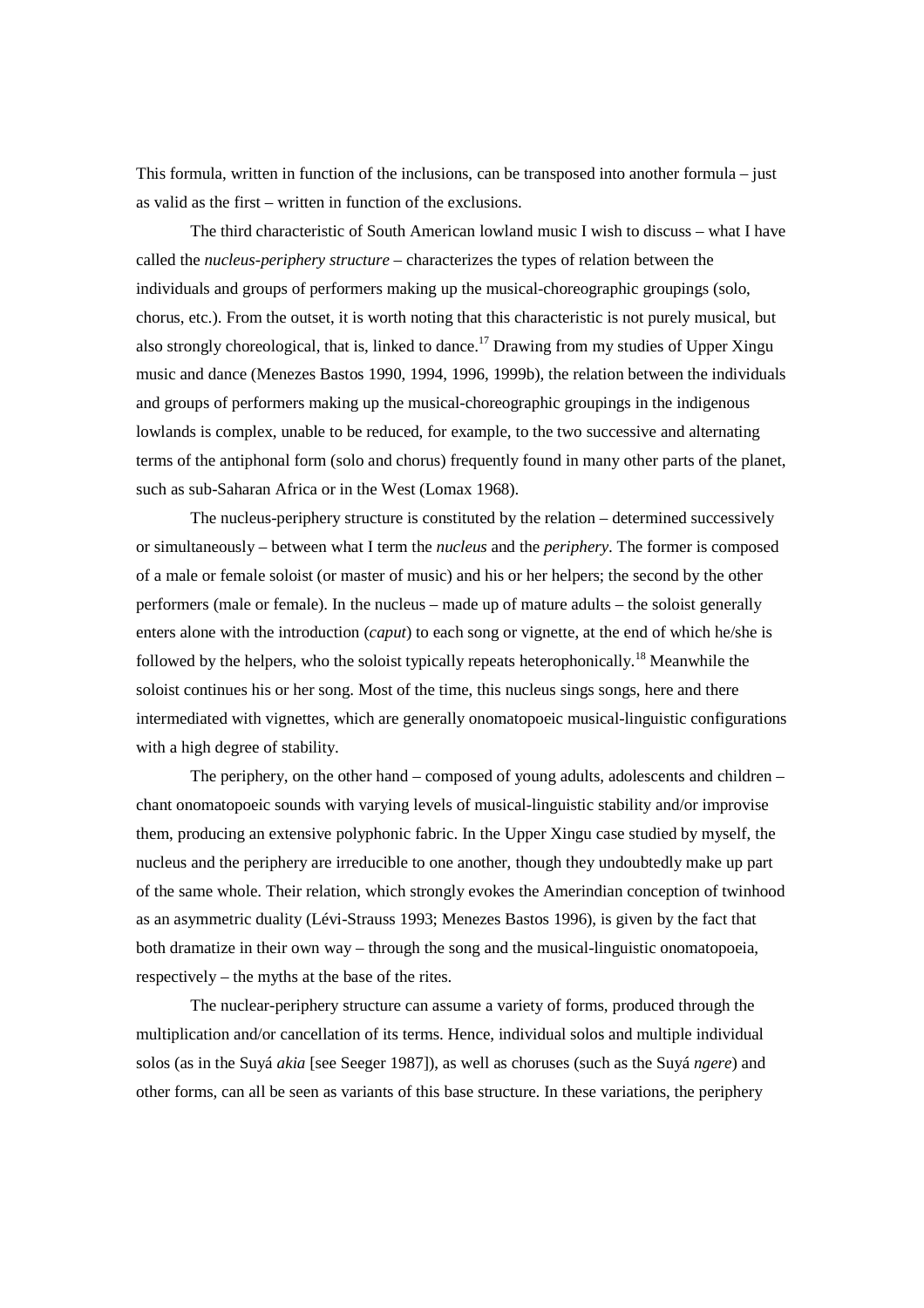This formula, written in function of the inclusions, can be transposed into another formula – just as valid as the first – written in function of the exclusions.

The third characteristic of South American lowland music I wish to discuss – what I have called the *nucleus-periphery structure* – characterizes the types of relation between the individuals and groups of performers making up the musical-choreographic groupings (solo, chorus, etc.). From the outset, it is worth noting that this characteristic is not purely musical, but also strongly choreological, that is, linked to dance.[17] Drawing from my studies of Upper Xingu music and dance (Menezes Bastos 1990, 1994, 1996, 1999b), the relation between the individuals and groups of performers making up the musical-choreographic groupings in the indigenous lowlands is complex, unable to be reduced, for example, to the two successive and alternating terms of the antiphonal form (solo and chorus) frequently found in many other parts of the planet, such as sub-Saharan Africa or in the West (Lomax 1968).

The nucleus-periphery structure is constituted by the relation – determined successively or simultaneously – between what I term the *nucleus* and the *periphery*. The former is composed of a male or female soloist (or master of music) and his or her helpers; the second by the other performers (male or female). In the nucleus – made up of mature adults – the soloist generally enters alone with the introduction (*caput*) to each song or vignette, at the end of which he/she is followed by the helpers, who the soloist typically repeats heterophonically.[18] Meanwhile the soloist continues his or her song. Most of the time, this nucleus sings songs, here and there intermediated with vignettes, which are generally onomatopoeic musical-linguistic configurations with a high degree of stability.

The periphery, on the other hand – composed of young adults, adolescents and children – chant onomatopoeic sounds with varying levels of musical-linguistic stability and/or improvise them, producing an extensive polyphonic fabric. In the Upper Xingu case studied by myself, the nucleus and the periphery are irreducible to one another, though they undoubtedly make up part of the same whole. Their relation, which strongly evokes the Amerindian conception of twinhood as an asymmetric duality (Lévi-Strauss 1993; Menezes Bastos 1996), is given by the fact that both dramatize in their own way – through the song and the musical-linguistic onomatopoeia, respectively – the myths at the base of the rites.

The nuclear-periphery structure can assume a variety of forms, produced through the multiplication and/or cancellation of its terms. Hence, individual solos and multiple individual solos (as in the Suyá *akia* [see Seeger 1987]), as well as choruses (such as the Suyá *ngere*) and other forms, can all be seen as variants of this base structure. In these variations, the periphery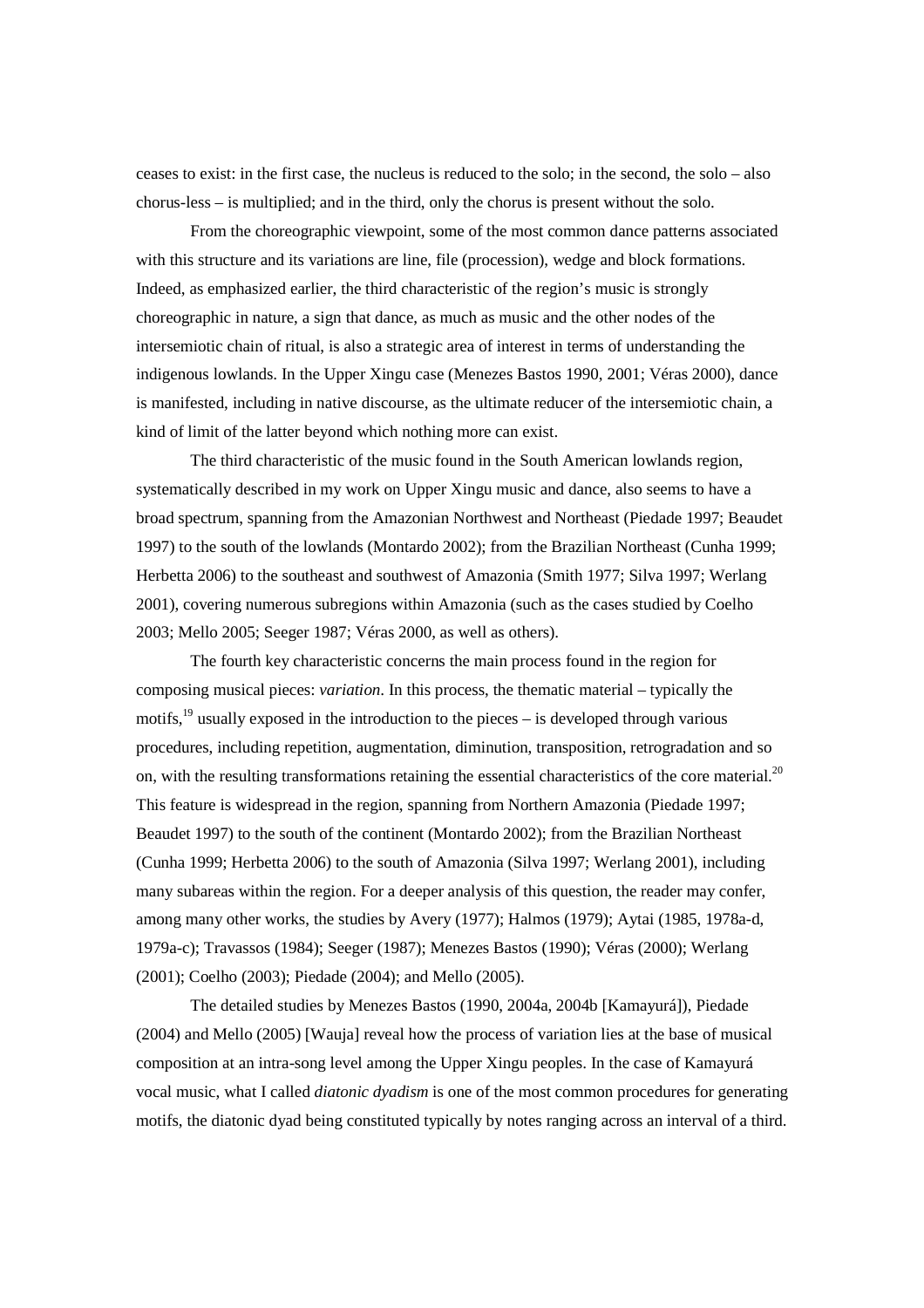ceases to exist: in the first case, the nucleus is reduced to the solo; in the second, the solo – also chorus-less – is multiplied; and in the third, only the chorus is present without the solo.

From the choreographic viewpoint, some of the most common dance patterns associated with this structure and its variations are line, file (procession), wedge and block formations. Indeed, as emphasized earlier, the third characteristic of the region's music is strongly choreographic in nature, a sign that dance, as much as music and the other nodes of the intersemiotic chain of ritual, is also a strategic area of interest in terms of understanding the indigenous lowlands. In the Upper Xingu case (Menezes Bastos 1990, 2001; Véras 2000), dance is manifested, including in native discourse, as the ultimate reducer of the intersemiotic chain, a kind of limit of the latter beyond which nothing more can exist.

The third characteristic of the music found in the South American lowlands region, systematically described in my work on Upper Xingu music and dance, also seems to have a broad spectrum, spanning from the Amazonian Northwest and Northeast (Piedade 1997; Beaudet 1997) to the south of the lowlands (Montardo 2002); from the Brazilian Northeast (Cunha 1999; Herbetta 2006) to the southeast and southwest of Amazonia (Smith 1977; Silva 1997; Werlang 2001), covering numerous subregions within Amazonia (such as the cases studied by Coelho 2003; Mello 2005; Seeger 1987; Véras 2000, as well as others).

The fourth key characteristic concerns the main process found in the region for composing musical pieces: *variation*. In this process, the thematic material – typically the motifs,[19] usually exposed in the introduction to the pieces – is developed through various procedures, including repetition, augmentation, diminution, transposition, retrogradation and so on, with the resulting transformations retaining the essential characteristics of the core material.[20] This feature is widespread in the region, spanning from Northern Amazonia (Piedade 1997; Beaudet 1997) to the south of the continent (Montardo 2002); from the Brazilian Northeast (Cunha 1999; Herbetta 2006) to the south of Amazonia (Silva 1997; Werlang 2001), including many subareas within the region. For a deeper analysis of this question, the reader may confer, among many other works, the studies by Avery (1977); Halmos (1979); Aytai (1985, 1978a-d, 1979a-c); Travassos (1984); Seeger (1987); Menezes Bastos (1990); Véras (2000); Werlang (2001); Coelho (2003); Piedade (2004); and Mello (2005).

The detailed studies by Menezes Bastos (1990, 2004a, 2004b [Kamayurá]), Piedade (2004) and Mello (2005) [Wauja] reveal how the process of variation lies at the base of musical composition at an intra-song level among the Upper Xingu peoples. In the case of Kamayurá vocal music, what I called *diatonic dyadism* is one of the most common procedures for generating motifs, the diatonic dyad being constituted typically by notes ranging across an interval of a third.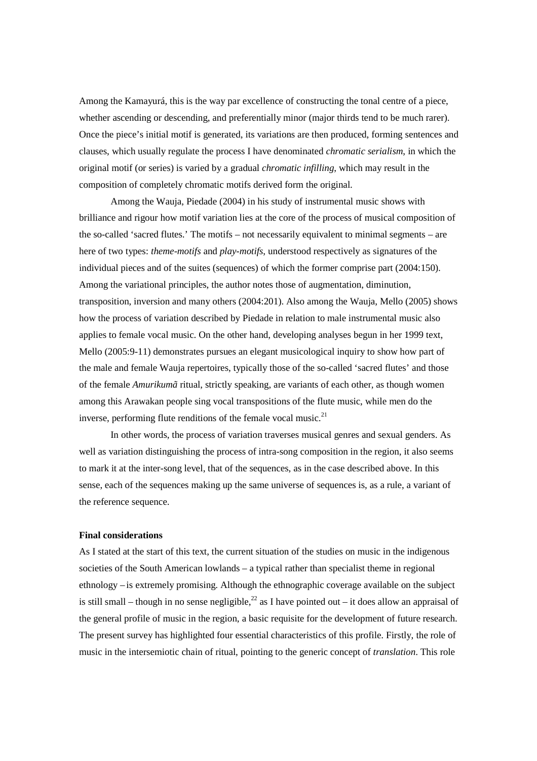Among the Kamayurá, this is the way par excellence of constructing the tonal centre of a piece, whether ascending or descending, and preferentially minor (major thirds tend to be much rarer). Once the piece's initial motif is generated, its variations are then produced, forming sentences and clauses, which usually regulate the process I have denominated *chromatic serialism*, in which the original motif (or series) is varied by a gradual *chromatic infilling*, which may result in the composition of completely chromatic motifs derived form the original.

Among the Wauja, Piedade (2004) in his study of instrumental music shows with brilliance and rigour how motif variation lies at the core of the process of musical composition of the so-called 'sacred flutes.' The motifs – not necessarily equivalent to minimal segments – are here of two types: *theme-motifs* and *play-motifs*, understood respectively as signatures of the individual pieces and of the suites (sequences) of which the former comprise part (2004:150). Among the variational principles, the author notes those of augmentation, diminution, transposition, inversion and many others (2004:201). Also among the Wauja, Mello (2005) shows how the process of variation described by Piedade in relation to male instrumental music also applies to female vocal music. On the other hand, developing analyses begun in her 1999 text, Mello (2005:9-11) demonstrates pursues an elegant musicological inquiry to show how part of the male and female Wauja repertoires, typically those of the so-called 'sacred flutes' and those of the female *Amurikumã* ritual, strictly speaking, are variants of each other, as though women among this Arawakan people sing vocal transpositions of the flute music, while men do the inverse, performing flute renditions of the female vocal music.[21]

In other words, the process of variation traverses musical genres and sexual genders. As well as variation distinguishing the process of intra-song composition in the region, it also seems to mark it at the inter-song level, that of the sequences, as in the case described above. In this sense, each of the sequences making up the same universe of sequences is, as a rule, a variant of the reference sequence.

**Final considerations**

As I stated at the start of this text, the current situation of the studies on music in the indigenous societies of the South American lowlands – a typical rather than specialist theme in regional ethnology – is extremely promising. Although the ethnographic coverage available on the subject is still small – though in no sense negligible,[22] as I have pointed out – it does allow an appraisal of the general profile of music in the region, a basic requisite for the development of future research. The present survey has highlighted four essential characteristics of this profile. Firstly, the role of music in the intersemiotic chain of ritual, pointing to the generic concept of *translation*. This role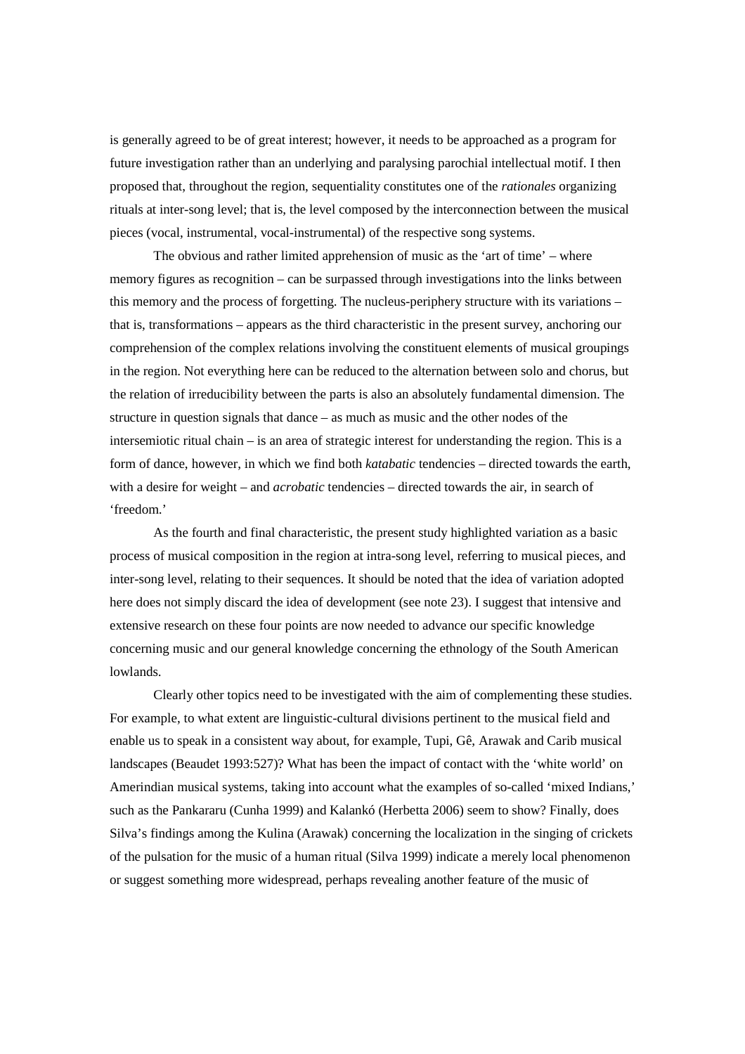is generally agreed to be of great interest; however, it needs to be approached as a program for future investigation rather than an underlying and paralysing parochial intellectual motif. I then proposed that, throughout the region, sequentiality constitutes one of the *rationales* organizing rituals at inter-song level; that is, the level composed by the interconnection between the musical pieces (vocal, instrumental, vocal-instrumental) of the respective song systems.

The obvious and rather limited apprehension of music as the 'art of time' – where memory figures as recognition – can be surpassed through investigations into the links between this memory and the process of forgetting. The nucleus-periphery structure with its variations – that is, transformations – appears as the third characteristic in the present survey, anchoring our comprehension of the complex relations involving the constituent elements of musical groupings in the region. Not everything here can be reduced to the alternation between solo and chorus, but the relation of irreducibility between the parts is also an absolutely fundamental dimension. The structure in question signals that dance – as much as music and the other nodes of the intersemiotic ritual chain – is an area of strategic interest for understanding the region. This is a form of dance, however, in which we find both *katabatic* tendencies – directed towards the earth, with a desire for weight – and *acrobatic* tendencies – directed towards the air, in search of 'freedom.'

As the fourth and final characteristic, the present study highlighted variation as a basic process of musical composition in the region at intra-song level, referring to musical pieces, and inter-song level, relating to their sequences. It should be noted that the idea of variation adopted here does not simply discard the idea of development (see note 23). I suggest that intensive and extensive research on these four points are now needed to advance our specific knowledge concerning music and our general knowledge concerning the ethnology of the South American lowlands.

Clearly other topics need to be investigated with the aim of complementing these studies. For example, to what extent are linguistic-cultural divisions pertinent to the musical field and enable us to speak in a consistent way about, for example, Tupi, Gê, Arawak and Carib musical landscapes (Beaudet 1993:527)? What has been the impact of contact with the 'white world' on Amerindian musical systems, taking into account what the examples of so-called 'mixed Indians,' such as the Pankararu (Cunha 1999) and Kalankó (Herbetta 2006) seem to show? Finally, does Silva's findings among the Kulina (Arawak) concerning the localization in the singing of crickets of the pulsation for the music of a human ritual (Silva 1999) indicate a merely local phenomenon or suggest something more widespread, perhaps revealing another feature of the music of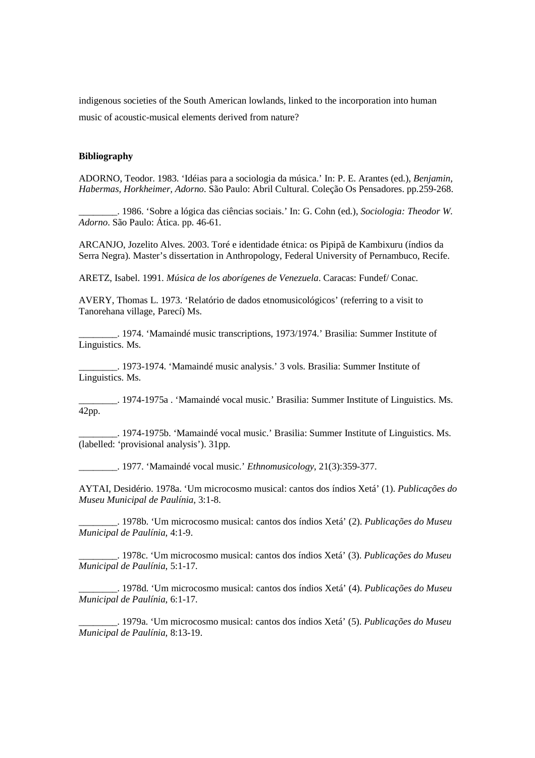indigenous societies of the South American lowlands, linked to the incorporation into human music of acoustic-musical elements derived from nature?

**Bibliography**

ADORNO, Teodor. 1983. ‘Idéias para a sociologia da música.’ In: P. E. Arantes (ed.), *Benjamin, Habermas, Horkheimer, Adorno*. São Paulo: Abril Cultural. Coleção Os Pensadores. pp.259-268.

________. 1986. ‘Sobre a lógica das ciências sociais.’ In: G. Cohn (ed.), *Sociologia: Theodor W. Adorno*. São Paulo: Ática. pp. 46-61.

ARCANJO, Jozelito Alves. 2003. Toré e identidade étnica: os Pipipã de Kambixuru (índios da Serra Negra). Master’s dissertation in Anthropology, Federal University of Pernambuco, Recife.

ARETZ, Isabel. 1991. *Música de los aborígenes de Venezuela*. Caracas: Fundef/ Conac.

AVERY, Thomas L. 1973. ‘Relatório de dados etnomusicológicos’ (referring to a visit to Tanorehana village, Parecí) Ms.

________. 1974. ‘Mamaindé music transcriptions, 1973/1974.’ Brasilia: Summer Institute of Linguistics. Ms.

________. 1973-1974. ‘Mamaindé music analysis.’ 3 vols. Brasilia: Summer Institute of Linguistics. Ms.

________. 1974-1975a . ‘Mamaindé vocal music.’ Brasilia: Summer Institute of Linguistics. Ms. 42pp.

________. 1974-1975b. ‘Mamaindé vocal music.’ Brasilia: Summer Institute of Linguistics. Ms. (labelled: ‘provisional analysis’). 31pp.

________. 1977. ‘Mamaindé vocal music.’ *Ethnomusicology*, 21(3):359-377.

AYTAI, Desidério. 1978a. ‘Um microcosmo musical: cantos dos índios Xetá’ (1). *Publicações do Museu Municipal de Paulínia*, 3:1-8.

________. 1978b. ‘Um microcosmo musical: cantos dos índios Xetá’ (2). *Publicações do Museu Municipal de Paulínia*, 4:1-9.

________. 1978c. ‘Um microcosmo musical: cantos dos índios Xetá’ (3). *Publicações do Museu Municipal de Paulínia*, 5:1-17.

________. 1978d. ‘Um microcosmo musical: cantos dos índios Xetá’ (4). *Publicações do Museu Municipal de Paulínia*, 6:1-17.

________. 1979a. ‘Um microcosmo musical: cantos dos índios Xetá’ (5). *Publicações do Museu Municipal de Paulínia*, 8:13-19.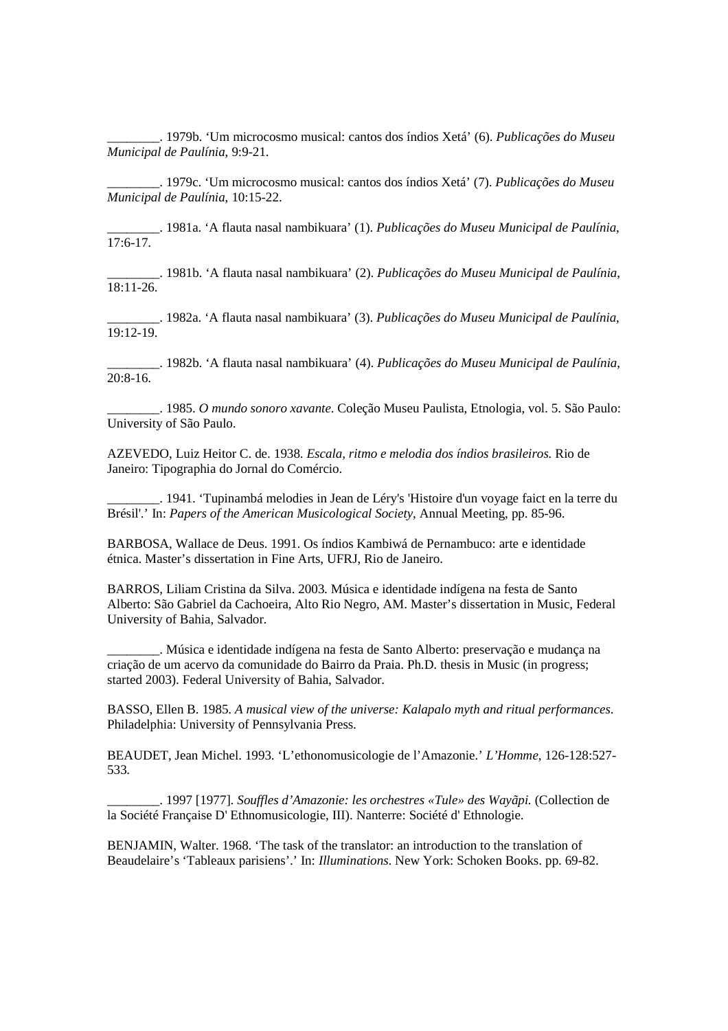________. 1979b. ‘Um microcosmo musical: cantos dos índios Xetá’ (6). *Publicações do Museu Municipal de Paulínia*, 9:9-21.

________. 1979c. ‘Um microcosmo musical: cantos dos índios Xetá’ (7). *Publicações do Museu Municipal de Paulínia*, 10:15-22.

________. 1981a. ‘A flauta nasal nambikuara’ (1). *Publicações do Museu Municipal de Paulínia*, 17:6-17.

________. 1981b. ‘A flauta nasal nambikuara’ (2). *Publicações do Museu Municipal de Paulínia*, 18:11-26.

________. 1982a. ‘A flauta nasal nambikuara’ (3). *Publicações do Museu Municipal de Paulínia*, 19:12-19.

________. 1982b. ‘A flauta nasal nambikuara’ (4). *Publicações do Museu Municipal de Paulínia*, 20:8-16.

________. 1985. *O mundo sonoro xavante*. Coleção Museu Paulista, Etnologia, vol. 5. São Paulo: University of São Paulo.

AZEVEDO, Luiz Heitor C. de. 1938. *Escala, ritmo e melodia dos índios brasileiros.* Rio de Janeiro: Tipographia do Jornal do Comércio.

________. 1941. ‘Tupinambá melodies in Jean de Léry's 'Histoire d'un voyage faict en la terre du Brésil'.’ In: *Papers of the American Musicological Society*, Annual Meeting, pp. 85-96.

BARBOSA, Wallace de Deus. 1991. Os índios Kambiwá de Pernambuco: arte e identidade étnica. Master’s dissertation in Fine Arts, UFRJ, Rio de Janeiro.

BARROS, Liliam Cristina da Silva. 2003. Música e identidade indígena na festa de Santo Alberto: São Gabriel da Cachoeira, Alto Rio Negro, AM. Master’s dissertation in Music, Federal University of Bahia, Salvador.

________. Música e identidade indígena na festa de Santo Alberto: preservação e mudança na criação de um acervo da comunidade do Bairro da Praia. Ph.D. thesis in Music (in progress; started 2003). Federal University of Bahia, Salvador.

BASSO, Ellen B. 1985. *A musical view of the universe: Kalapalo myth and ritual performances*. Philadelphia: University of Pennsylvania Press.

BEAUDET, Jean Michel. 1993. ‘L’ethonomusicologie de l’Amazonie.’ *L’Homme*, 126-128:527-533.

________. 1997 [1977]. *Souffles d’Amazonie: les orchestres «Tule» des Wayãpi.* (Collection de la Société Française D' Ethnomusicologie, III). Nanterre: Société d' Ethnologie.

BENJAMIN, Walter. 1968. ‘The task of the translator: an introduction to the translation of Beaudelaire’s ‘Tableaux parisiens’.’ In: *Illuminations*. New York: Schoken Books. pp. 69-82.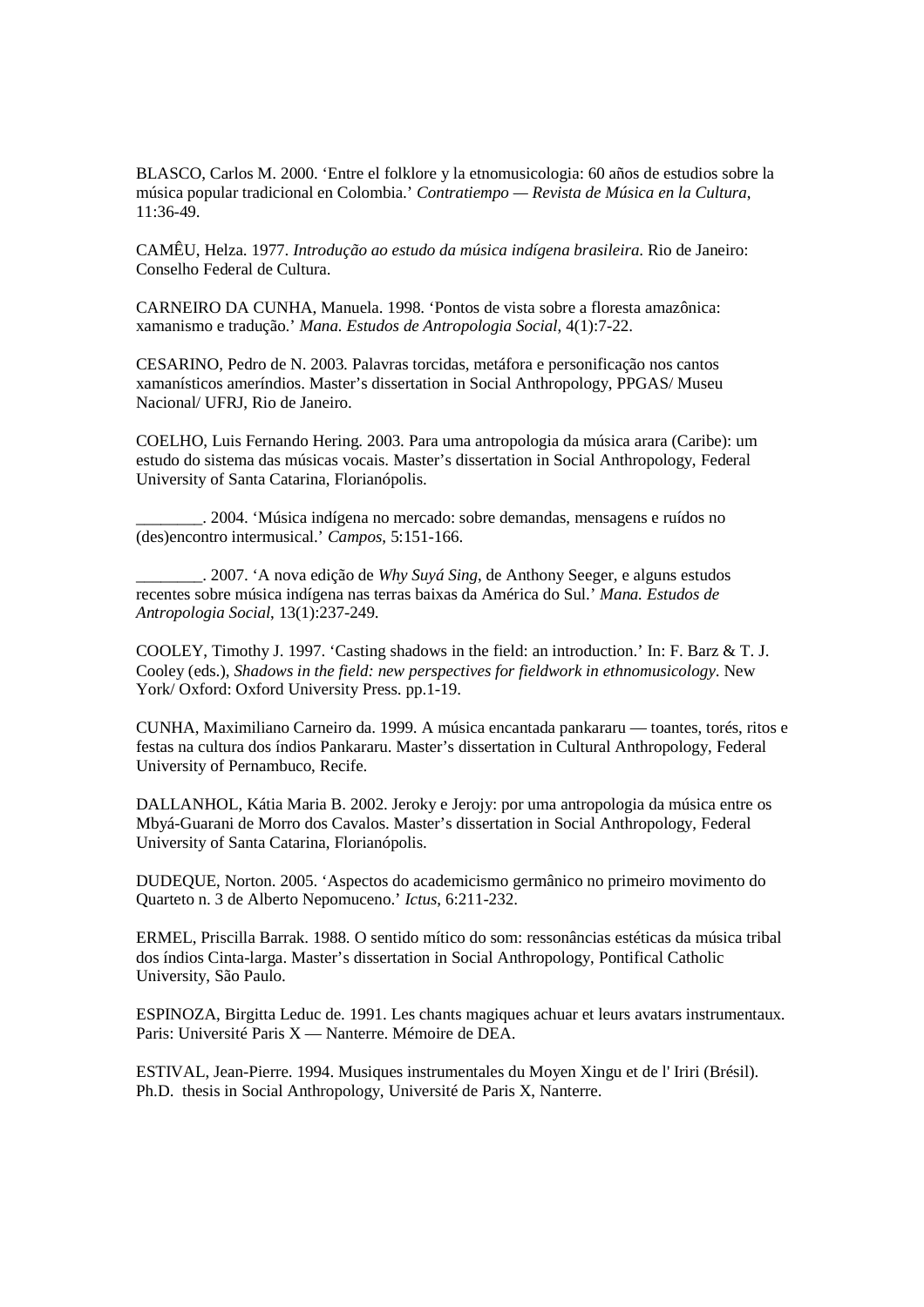BLASCO, Carlos M. 2000. 'Entre el folklore y la etnomusicologia: 60 años de estudios sobre la música popular tradicional en Colombia.' *Contratiempo — Revista de Música en la Cultura*, 11:36-49.

CAMÊU, Helza. 1977. *Introdução ao estudo da música indígena brasileira*. Rio de Janeiro: Conselho Federal de Cultura.

CARNEIRO DA CUNHA, Manuela. 1998. 'Pontos de vista sobre a floresta amazônica: xamanismo e tradução.' *Mana. Estudos de Antropologia Social*, 4(1):7-22.

CESARINO, Pedro de N. 2003. Palavras torcidas, metáfora e personificação nos cantos xamanísticos ameríndios. Master's dissertation in Social Anthropology, PPGAS/ Museu Nacional/ UFRJ, Rio de Janeiro.

COELHO, Luis Fernando Hering. 2003. Para uma antropologia da música arara (Caribe): um estudo do sistema das músicas vocais. Master's dissertation in Social Anthropology, Federal University of Santa Catarina, Florianópolis.

________. 2004. 'Música indígena no mercado: sobre demandas, mensagens e ruídos no (des)encontro intermusical.' *Campos*, 5:151-166.

________. 2007. 'A nova edição de *Why Suyá Sing*, de Anthony Seeger, e alguns estudos recentes sobre música indígena nas terras baixas da América do Sul.' *Mana. Estudos de Antropologia Social*, 13(1):237-249.

COOLEY, Timothy J. 1997. 'Casting shadows in the field: an introduction.' In: F. Barz & T. J. Cooley (eds.), *Shadows in the field: new perspectives for fieldwork in ethnomusicology*. New York/ Oxford: Oxford University Press. pp.1-19.

CUNHA, Maximiliano Carneiro da. 1999. A música encantada pankararu — toantes, torés, ritos e festas na cultura dos índios Pankararu. Master's dissertation in Cultural Anthropology, Federal University of Pernambuco, Recife.

DALLANHOL, Kátia Maria B. 2002. Jeroky e Jerojy: por uma antropologia da música entre os Mbyá-Guarani de Morro dos Cavalos. Master's dissertation in Social Anthropology, Federal University of Santa Catarina, Florianópolis.

DUDEQUE, Norton. 2005. 'Aspectos do academicismo germânico no primeiro movimento do Quarteto n. 3 de Alberto Nepomuceno.' *Ictus*, 6:211-232.

ERMEL, Priscilla Barrak. 1988. O sentido mítico do som: ressonâncias estéticas da música tribal dos índios Cinta-larga. Master's dissertation in Social Anthropology, Pontifical Catholic University, São Paulo.

ESPINOZA, Birgitta Leduc de. 1991. Les chants magiques achuar et leurs avatars instrumentaux. Paris: Université Paris X — Nanterre. Mémoire de DEA.

ESTIVAL, Jean-Pierre. 1994. Musiques instrumentales du Moyen Xingu et de l' Iriri (Brésil). Ph.D. thesis in Social Anthropology, Université de Paris X, Nanterre.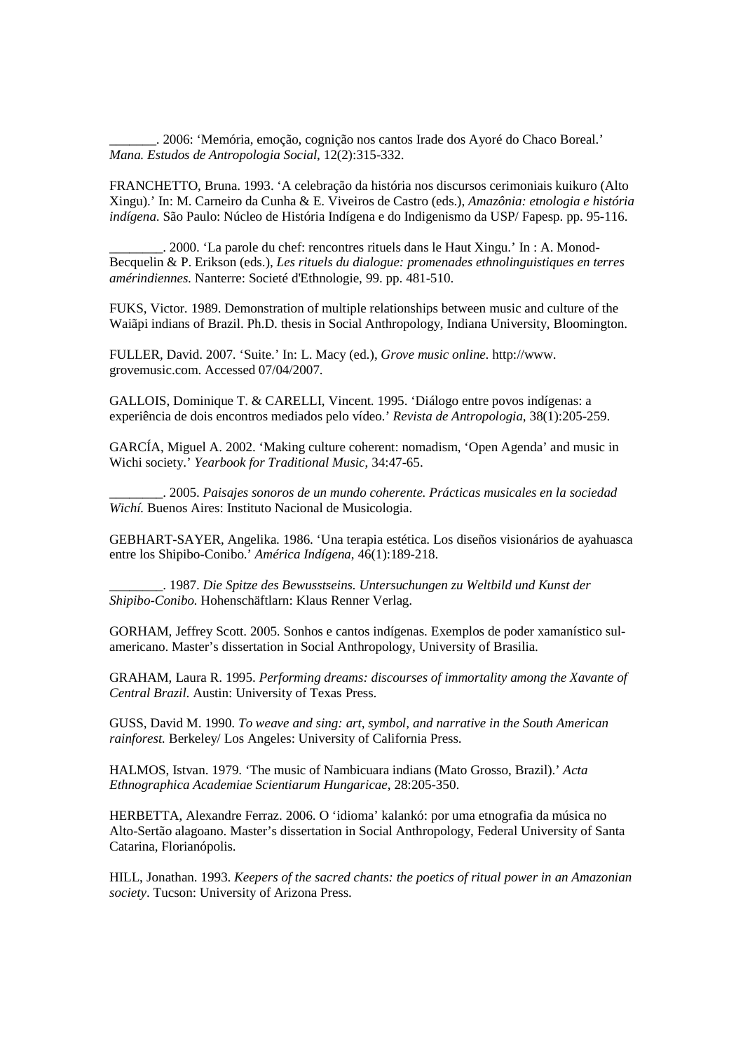_______. 2006: ‘Memória, emoção, cognição nos cantos Irade dos Ayoré do Chaco Boreal.’ *Mana. Estudos de Antropologia Social*, 12(2):315-332.

FRANCHETTO, Bruna. 1993. ‘A celebração da história nos discursos cerimoniais kuikuro (Alto Xingu).’ In: M. Carneiro da Cunha & E. Viveiros de Castro (eds.), *Amazônia: etnologia e história indígena.* São Paulo: Núcleo de História Indígena e do Indigenismo da USP/ Fapesp. pp. 95-116.

________. 2000. ‘La parole du chef: rencontres rituels dans le Haut Xingu.’ In : A. Monod-Becquelin & P. Erikson (eds.), *Les rituels du dialogue: promenades ethnolinguistiques en terres amérindiennes.* Nanterre: Societé d'Ethnologie, 99. pp. 481-510.

FUKS, Victor. 1989. Demonstration of multiple relationships between music and culture of the Waiãpi indians of Brazil. Ph.D. thesis in Social Anthropology, Indiana University, Bloomington.

FULLER, David. 2007. ‘Suite.’ In: L. Macy (ed.), *Grove music online*. http://www.grovemusic.com. Accessed 07/04/2007.

GALLOIS, Dominique T. & CARELLI, Vincent. 1995. ‘Diálogo entre povos indígenas: a experiência de dois encontros mediados pelo vídeo.’ *Revista de Antropologia*, 38(1):205-259.

GARCÍA, Miguel A. 2002. ‘Making culture coherent: nomadism, ‘Open Agenda’ and music in Wichi society.’ *Yearbook for Traditional Music*, 34:47-65.

________. 2005. *Paisajes sonoros de un mundo coherente. Prácticas musicales en la sociedad Wichí.* Buenos Aires: Instituto Nacional de Musicologia.

GEBHART-SAYER, Angelika. 1986. ‘Una terapia estética. Los diseños visionários de ayahuasca entre los Shipibo-Conibo.’ *América Indígena*, 46(1):189-218.

________. 1987. *Die Spitze des Bewusstseins. Untersuchungen zu Weltbild und Kunst der Shipibo-Conibo.* Hohenschäftlarn: Klaus Renner Verlag.

GORHAM, Jeffrey Scott. 2005. Sonhos e cantos indígenas. Exemplos de poder xamanístico sul-americano. Master’s dissertation in Social Anthropology, University of Brasilia.

GRAHAM, Laura R. 1995. *Performing dreams: discourses of immortality among the Xavante of Central Brazil.* Austin: University of Texas Press.

GUSS, David M. 1990. *To weave and sing: art, symbol, and narrative in the South American rainforest.* Berkeley/ Los Angeles: University of California Press.

HALMOS, Istvan. 1979. ‘The music of Nambicuara indians (Mato Grosso, Brazil).’ *Acta Ethnographica Academiae Scientiarum Hungaricae*, 28:205-350.

HERBETTA, Alexandre Ferraz. 2006. O ‘idioma’ kalankó: por uma etnografia da música no Alto-Sertão alagoano. Master’s dissertation in Social Anthropology, Federal University of Santa Catarina, Florianópolis.

HILL, Jonathan. 1993. *Keepers of the sacred chants: the poetics of ritual power in an Amazonian society*. Tucson: University of Arizona Press.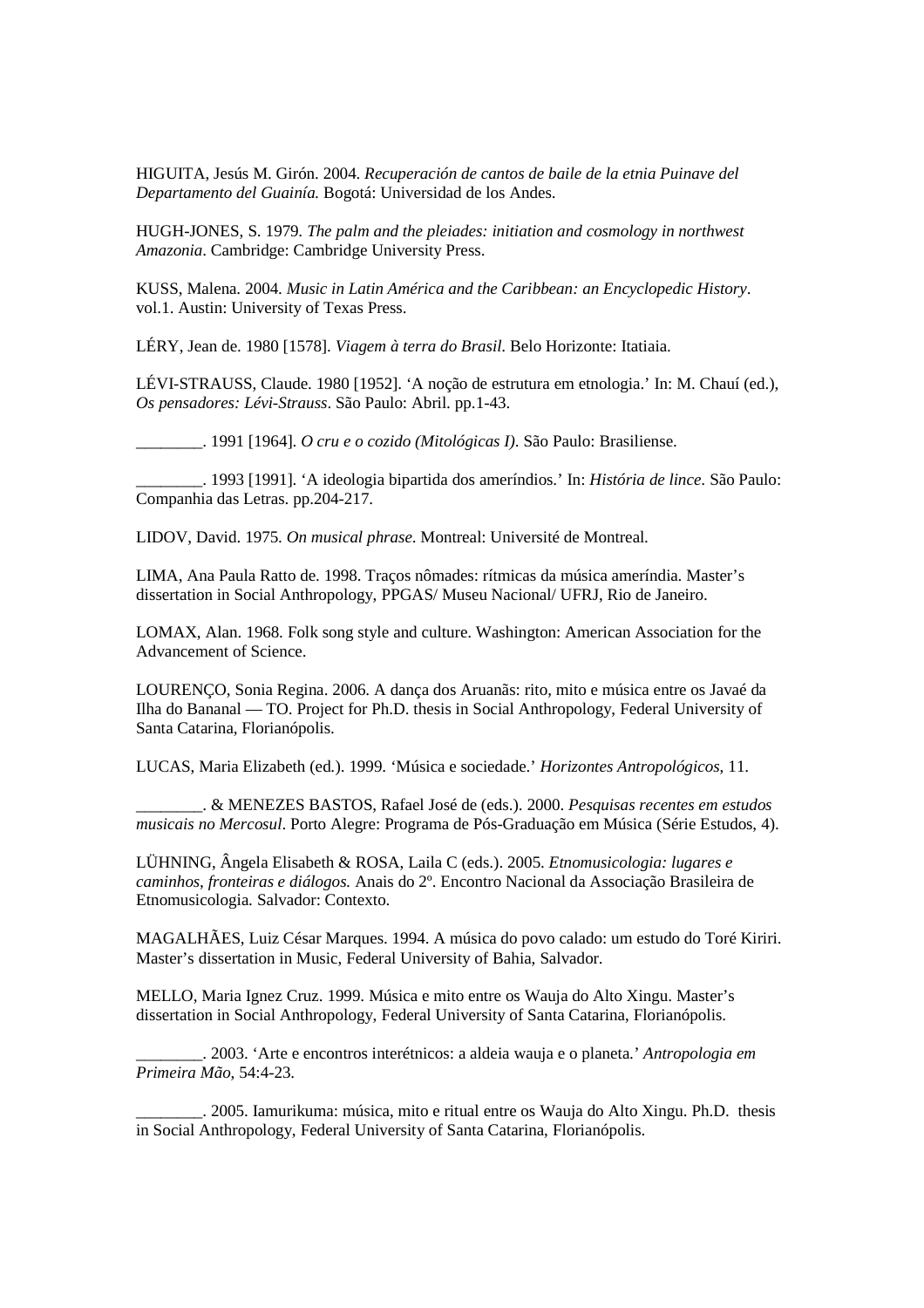HIGUITA, Jesús M. Girón. 2004. *Recuperación de cantos de baile de la etnia Puinave del Departamento del Guainía.* Bogotá: Universidad de los Andes.

HUGH-JONES, S. 1979. *The palm and the pleiades: initiation and cosmology in northwest Amazonia*. Cambridge: Cambridge University Press.

KUSS, Malena. 2004. *Music in Latin América and the Caribbean: an Encyclopedic History*. vol.1. Austin: University of Texas Press.

LÉRY, Jean de. 1980 [1578]. *Viagem à terra do Brasil.* Belo Horizonte: Itatiaia.

LÉVI-STRAUSS, Claude. 1980 [1952]. 'A noção de estrutura em etnologia.' In: M. Chauí (ed.), *Os pensadores: Lévi-Strauss*. São Paulo: Abril. pp.1-43.

________. 1991 [1964]. *O cru e o cozido (Mitológicas I).* São Paulo: Brasiliense.

________. 1993 [1991]. 'A ideologia bipartida dos ameríndios.' In: *História de lince*. São Paulo: Companhia das Letras. pp.204-217.

LIDOV, David. 1975. *On musical phrase.* Montreal: Université de Montreal.

LIMA, Ana Paula Ratto de. 1998. Traços nômades: rítmicas da música ameríndia. Master's dissertation in Social Anthropology, PPGAS/ Museu Nacional/ UFRJ, Rio de Janeiro.

LOMAX, Alan. 1968. Folk song style and culture. Washington: American Association for the Advancement of Science.

LOURENÇO, Sonia Regina. 2006. A dança dos Aruanãs: rito, mito e música entre os Javaé da Ilha do Bananal — TO. Project for Ph.D. thesis in Social Anthropology, Federal University of Santa Catarina, Florianópolis.

LUCAS, Maria Elizabeth (ed.). 1999. 'Música e sociedade.' *Horizontes Antropológicos*, 11.

________. & MENEZES BASTOS, Rafael José de (eds.). 2000. *Pesquisas recentes em estudos musicais no Mercosul*. Porto Alegre: Programa de Pós-Graduação em Música (Série Estudos, 4).

LÜHNING, Ângela Elisabeth & ROSA, Laila C (eds.). 2005. *Etnomusicologia: lugares e caminhos, fronteiras e diálogos.* Anais do 2º. Encontro Nacional da Associação Brasileira de Etnomusicologia. Salvador: Contexto.

MAGALHÃES, Luiz César Marques. 1994. A música do povo calado: um estudo do Toré Kiriri. Master's dissertation in Music, Federal University of Bahia, Salvador.

MELLO, Maria Ignez Cruz. 1999. Música e mito entre os Wauja do Alto Xingu. Master's dissertation in Social Anthropology, Federal University of Santa Catarina, Florianópolis.

________. 2003. 'Arte e encontros interétnicos: a aldeia wauja e o planeta.' *Antropologia em Primeira Mão*, 54:4-23.

________. 2005. Iamurikuma: música, mito e ritual entre os Wauja do Alto Xingu. Ph.D. thesis in Social Anthropology, Federal University of Santa Catarina, Florianópolis.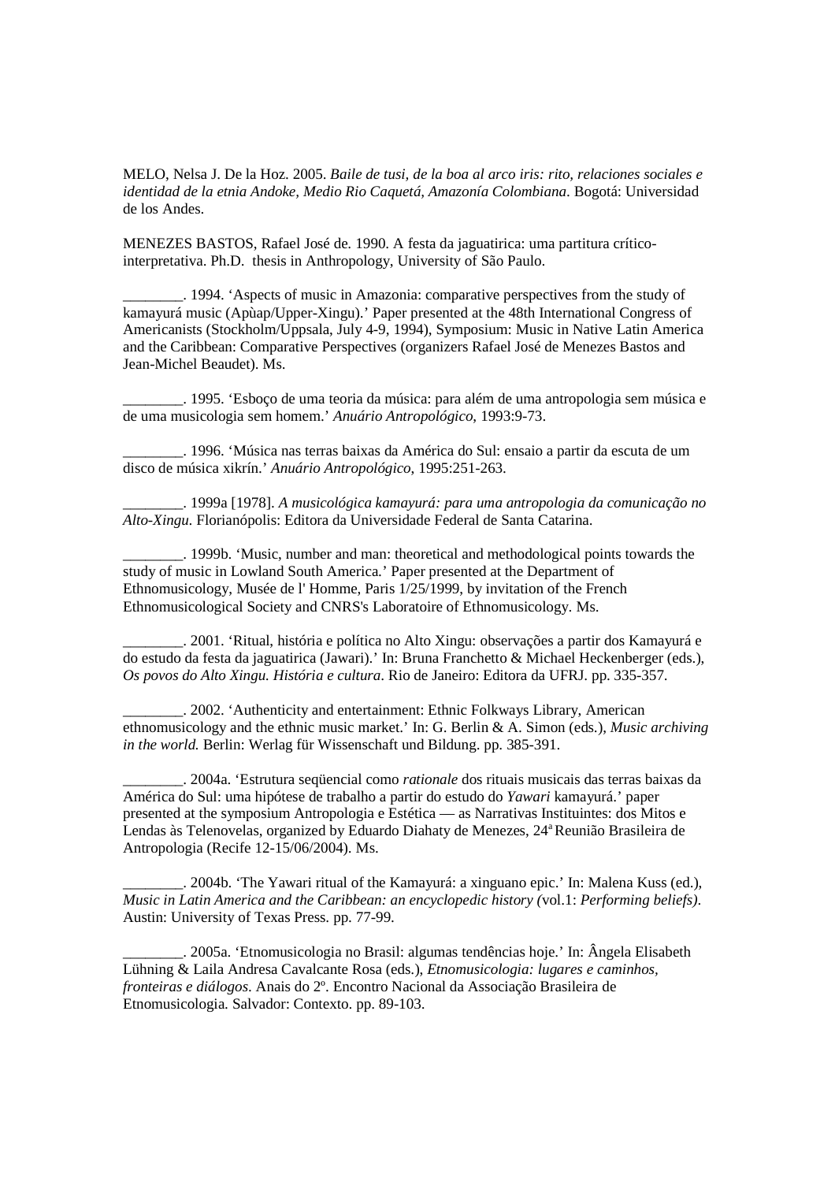MELO, Nelsa J. De la Hoz. 2005. *Baile de tusi, de la boa al arco iris: rito, relaciones sociales e identidad de la etnia Andoke, Medio Rio Caquetá, Amazonía Colombiana*. Bogotá: Universidad de los Andes.

MENEZES BASTOS, Rafael José de. 1990. A festa da jaguatirica: uma partitura crítico-interpretativa. Ph.D. thesis in Anthropology, University of São Paulo.

________. 1994. 'Aspects of music in Amazonia: comparative perspectives from the study of kamayurá music (Apùap/Upper-Xingu).' Paper presented at the 48th International Congress of Americanists (Stockholm/Uppsala, July 4-9, 1994), Symposium: Music in Native Latin America and the Caribbean: Comparative Perspectives (organizers Rafael José de Menezes Bastos and Jean-Michel Beaudet). Ms.

________. 1995. 'Esboço de uma teoria da música: para além de uma antropologia sem música e de uma musicologia sem homem.' *Anuário Antropológico,* 1993:9-73.

________. 1996. 'Música nas terras baixas da América do Sul: ensaio a partir da escuta de um disco de música xikrín.' *Anuário Antropológico,* 1995:251-263.

________. 1999a [1978]. *A musicológica kamayurá: para uma antropologia da comunicação no Alto-Xingu*. Florianópolis: Editora da Universidade Federal de Santa Catarina.

________. 1999b. 'Music, number and man: theoretical and methodological points towards the study of music in Lowland South America.' Paper presented at the Department of Ethnomusicology, Musée de l' Homme, Paris 1/25/1999, by invitation of the French Ethnomusicological Society and CNRS's Laboratoire of Ethnomusicology. Ms.

________. 2001. 'Ritual, história e política no Alto Xingu: observações a partir dos Kamayurá e do estudo da festa da jaguatirica (Jawari).' In: Bruna Franchetto & Michael Heckenberger (eds.), *Os povos do Alto Xingu. História e cultura*. Rio de Janeiro: Editora da UFRJ. pp. 335-357.

________. 2002. 'Authenticity and entertainment: Ethnic Folkways Library, American ethnomusicology and the ethnic music market.' In: G. Berlin & A. Simon (eds.), *Music archiving in the world.* Berlin: Werlag für Wissenschaft und Bildung. pp. 385-391.

________. 2004a. 'Estrutura seqüencial como *rationale* dos rituais musicais das terras baixas da América do Sul: uma hipótese de trabalho a partir do estudo do *Yawari* kamayurá.' paper presented at the symposium Antropologia e Estética — as Narrativas Instituintes: dos Mitos e Lendas às Telenovelas, organized by Eduardo Diahaty de Menezes, 24ª Reunião Brasileira de Antropologia (Recife 12-15/06/2004). Ms.

________. 2004b. 'The Yawari ritual of the Kamayurá: a xinguano epic.' In: Malena Kuss (ed.), *Music in Latin America and the Caribbean: an encyclopedic history (*vol.1: *Performing beliefs)*. Austin: University of Texas Press. pp. 77-99.

________. 2005a. 'Etnomusicologia no Brasil: algumas tendências hoje.' In: Ângela Elisabeth Lühning & Laila Andresa Cavalcante Rosa (eds.), *Etnomusicologia: lugares e caminhos, fronteiras e diálogos*. Anais do 2º. Encontro Nacional da Associação Brasileira de Etnomusicologia. Salvador: Contexto. pp. 89-103.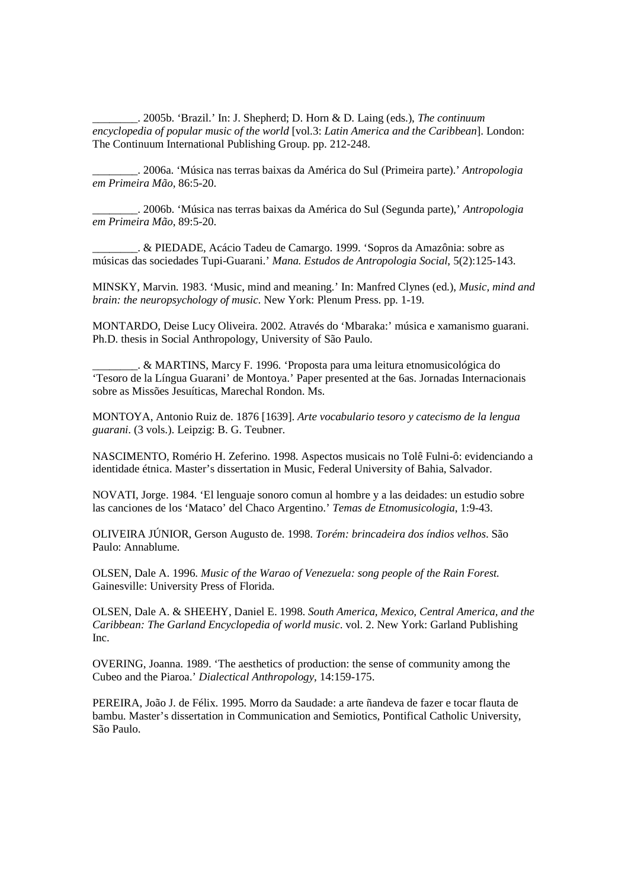________. 2005b. ‘Brazil.’ In: J. Shepherd; D. Horn & D. Laing (eds.), *The continuum encyclopedia of popular music of the world* [vol.3: *Latin America and the Caribbean*]. London: The Continuum International Publishing Group. pp. 212-248.

________. 2006a. ‘Música nas terras baixas da América do Sul (Primeira parte).’ *Antropologia em Primeira Mão*, 86:5-20.

________. 2006b. ‘Música nas terras baixas da América do Sul (Segunda parte),’ *Antropologia em Primeira Mão*, 89:5-20.

________. & PIEDADE, Acácio Tadeu de Camargo. 1999. ‘Sopros da Amazônia: sobre as músicas das sociedades Tupi-Guarani.’ *Mana. Estudos de Antropologia Social*, 5(2):125-143.

MINSKY, Marvin. 1983. ‘Music, mind and meaning.’ In: Manfred Clynes (ed.), *Music, mind and brain: the neuropsychology of music*. New York: Plenum Press. pp. 1-19.

MONTARDO, Deise Lucy Oliveira. 2002. Através do ‘Mbaraka:’ música e xamanismo guarani. Ph.D. thesis in Social Anthropology, University of São Paulo.

________. & MARTINS, Marcy F. 1996. ‘Proposta para uma leitura etnomusicológica do ‘Tesoro de la Língua Guarani’ de Montoya.’ Paper presented at the 6as. Jornadas Internacionais sobre as Missões Jesuíticas, Marechal Rondon. Ms.

MONTOYA, Antonio Ruiz de. 1876 [1639]. *Arte vocabulario tesoro y catecismo de la lengua guarani*. (3 vols.). Leipzig: B. G. Teubner.

NASCIMENTO, Romério H. Zeferino. 1998. Aspectos musicais no Tolê Fulni-ô: evidenciando a identidade étnica. Master’s dissertation in Music, Federal University of Bahia, Salvador.

NOVATI, Jorge. 1984. ‘El lenguaje sonoro comun al hombre y a las deidades: un estudio sobre las canciones de los ‘Mataco’ del Chaco Argentino.’ *Temas de Etnomusicologia*, 1:9-43.

OLIVEIRA JÚNIOR, Gerson Augusto de. 1998. *Torém: brincadeira dos índios velhos*. São Paulo: Annablume.

OLSEN, Dale A. 1996. *Music of the Warao of Venezuela: song people of the Rain Forest.* Gainesville: University Press of Florida.

OLSEN, Dale A. & SHEEHY, Daniel E. 1998. *South America, Mexico, Central America, and the Caribbean: The Garland Encyclopedia of world music*. vol. 2. New York: Garland Publishing Inc.

OVERING, Joanna. 1989. ‘The aesthetics of production: the sense of community among the Cubeo and the Piaroa.’ *Dialectical Anthropology*, 14:159-175.

PEREIRA, João J. de Félix. 1995. Morro da Saudade: a arte ñandeva de fazer e tocar flauta de bambu. Master’s dissertation in Communication and Semiotics, Pontifical Catholic University, São Paulo.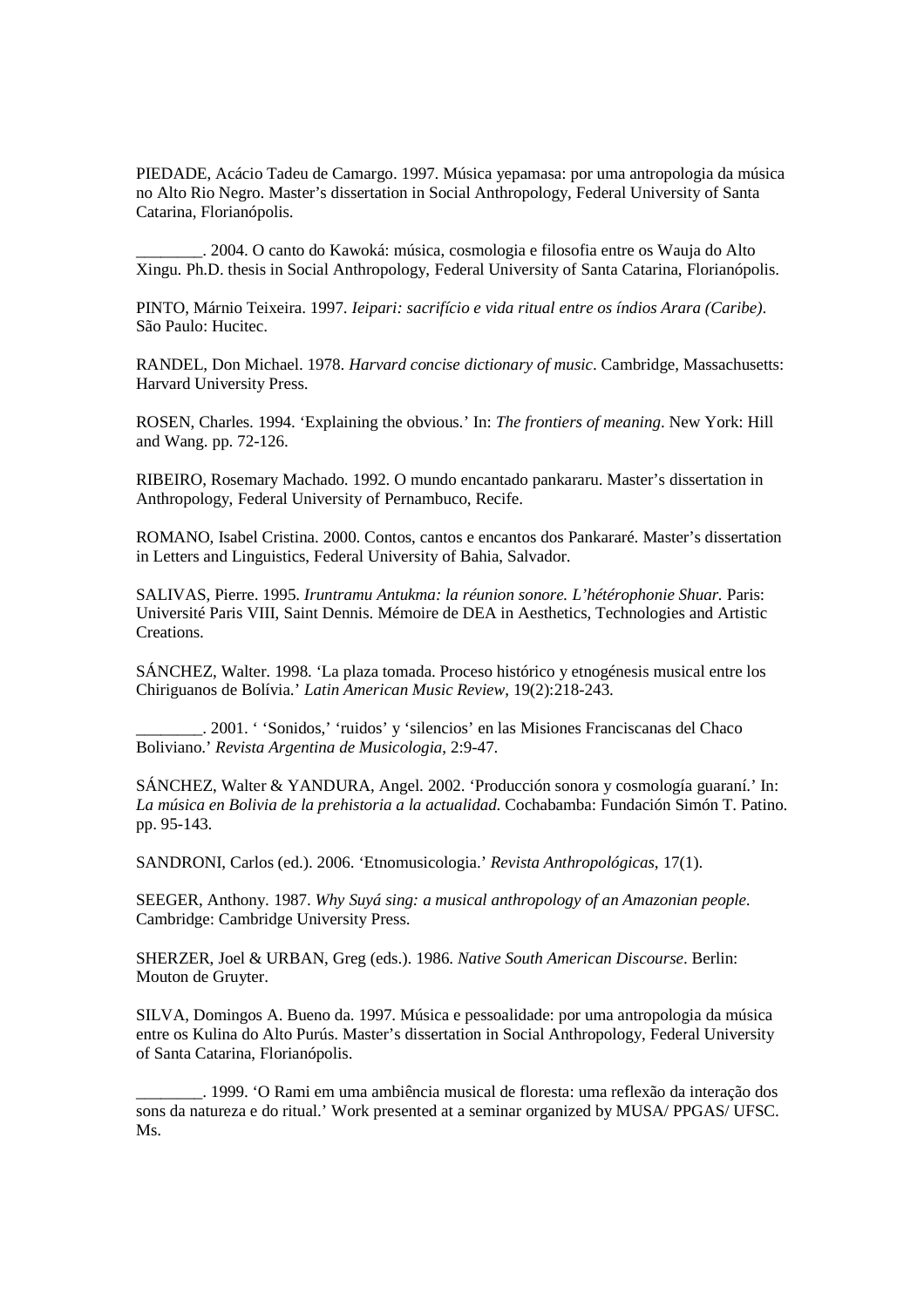PIEDADE, Acácio Tadeu de Camargo. 1997. Música yepamasa: por uma antropologia da música no Alto Rio Negro. Master's dissertation in Social Anthropology, Federal University of Santa Catarina, Florianópolis.

________. 2004. O canto do Kawoká: música, cosmologia e filosofia entre os Wauja do Alto Xingu. Ph.D. thesis in Social Anthropology, Federal University of Santa Catarina, Florianópolis.

PINTO, Márnio Teixeira. 1997. *Ieipari: sacrifício e vida ritual entre os índios Arara (Caribe)*. São Paulo: Hucitec.

RANDEL, Don Michael. 1978. *Harvard concise dictionary of music*. Cambridge, Massachusetts: Harvard University Press.

ROSEN, Charles. 1994. 'Explaining the obvious.' In: *The frontiers of meaning*. New York: Hill and Wang. pp. 72-126.

RIBEIRO, Rosemary Machado. 1992. O mundo encantado pankararu. Master's dissertation in Anthropology, Federal University of Pernambuco, Recife.

ROMANO, Isabel Cristina. 2000. Contos, cantos e encantos dos Pankararé. Master's dissertation in Letters and Linguistics, Federal University of Bahia, Salvador.

SALIVAS, Pierre. 1995. *Iruntramu Antukma: la réunion sonore. L'hétérophonie Shuar.* Paris: Université Paris VIII, Saint Dennis. Mémoire de DEA in Aesthetics, Technologies and Artistic Creations.

SÁNCHEZ, Walter. 1998. 'La plaza tomada. Proceso histórico y etnogénesis musical entre los Chiriguanos de Bolívia.' *Latin American Music Review*, 19(2):218-243.

________. 2001. ' 'Sonidos,' 'ruidos' y 'silencios' en las Misiones Franciscanas del Chaco Boliviano.' *Revista Argentina de Musicologia*, 2:9-47.

SÁNCHEZ, Walter & YANDURA, Angel. 2002. 'Producción sonora y cosmología guaraní.' In: *La música en Bolivia de la prehistoria a la actualidad*. Cochabamba: Fundación Simón T. Patino. pp. 95-143.

SANDRONI, Carlos (ed.). 2006. 'Etnomusicologia.' *Revista Anthropológicas*, 17(1).

SEEGER, Anthony. 1987. *Why Suyá sing: a musical anthropology of an Amazonian people*. Cambridge: Cambridge University Press.

SHERZER, Joel & URBAN, Greg (eds.). 1986. *Native South American Discourse*. Berlin: Mouton de Gruyter.

SILVA, Domingos A. Bueno da. 1997. Música e pessoalidade: por uma antropologia da música entre os Kulina do Alto Purús. Master's dissertation in Social Anthropology, Federal University of Santa Catarina, Florianópolis.

________. 1999. 'O Rami em uma ambiência musical de floresta: uma reflexão da interação dos sons da natureza e do ritual.' Work presented at a seminar organized by MUSA/ PPGAS/ UFSC. Ms.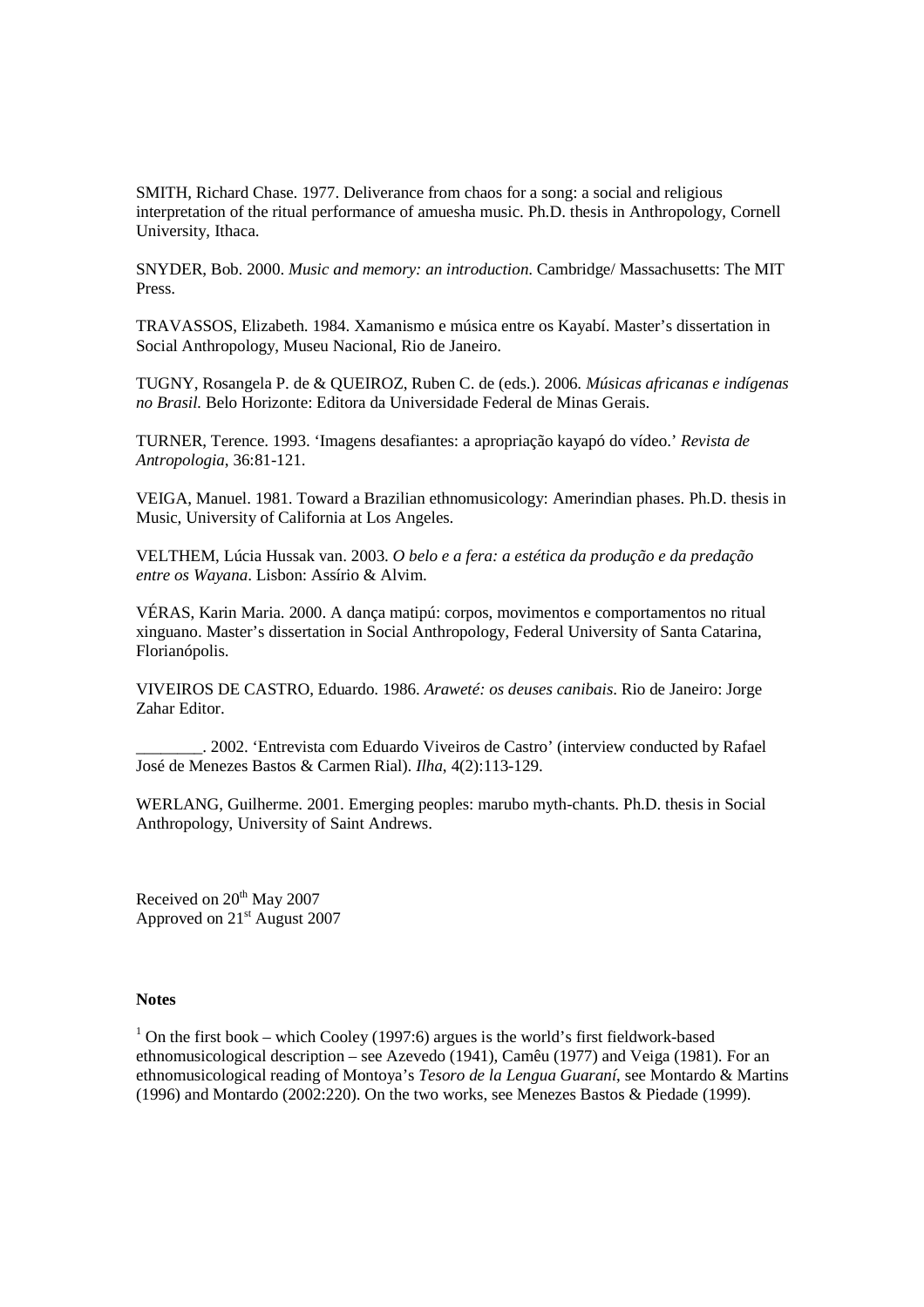SMITH, Richard Chase. 1977. Deliverance from chaos for a song: a social and religious interpretation of the ritual performance of amuesha music. Ph.D. thesis in Anthropology, Cornell University, Ithaca.

SNYDER, Bob. 2000. *Music and memory: an introduction*. Cambridge/ Massachusetts: The MIT Press.

TRAVASSOS, Elizabeth. 1984. Xamanismo e música entre os Kayabí. Master's dissertation in Social Anthropology, Museu Nacional, Rio de Janeiro.

TUGNY, Rosangela P. de & QUEIROZ, Ruben C. de (eds.). 2006. *Músicas africanas e indígenas no Brasil*. Belo Horizonte: Editora da Universidade Federal de Minas Gerais.

TURNER, Terence. 1993. 'Imagens desafiantes: a apropriação kayapó do vídeo.' *Revista de Antropologia*, 36:81-121.

VEIGA, Manuel. 1981. Toward a Brazilian ethnomusicology: Amerindian phases. Ph.D. thesis in Music, University of California at Los Angeles.

VELTHEM, Lúcia Hussak van. 2003. *O belo e a fera: a estética da produção e da predação entre os Wayana*. Lisbon: Assírio & Alvim.

VÉRAS, Karin Maria. 2000. A dança matipú: corpos, movimentos e comportamentos no ritual xinguano. Master's dissertation in Social Anthropology, Federal University of Santa Catarina, Florianópolis.

VIVEIROS DE CASTRO, Eduardo. 1986. *Araweté: os deuses canibais*. Rio de Janeiro: Jorge Zahar Editor.

________. 2002. 'Entrevista com Eduardo Viveiros de Castro' (interview conducted by Rafael José de Menezes Bastos & Carmen Rial). *Ilha*, 4(2):113-129.

WERLANG, Guilherme. 2001. Emerging peoples: marubo myth-chants. Ph.D. thesis in Social Anthropology, University of Saint Andrews.

Received on 20th May 2007
Approved on 21st August 2007

**Notes**

[1] On the first book – which Cooley (1997:6) argues is the world's first fieldwork-based ethnomusicological description – see Azevedo (1941), Camêu (1977) and Veiga (1981). For an ethnomusicological reading of Montoya's *Tesoro de la Lengua Guaraní*, see Montardo & Martins (1996) and Montardo (2002:220). On the two works, see Menezes Bastos & Piedade (1999).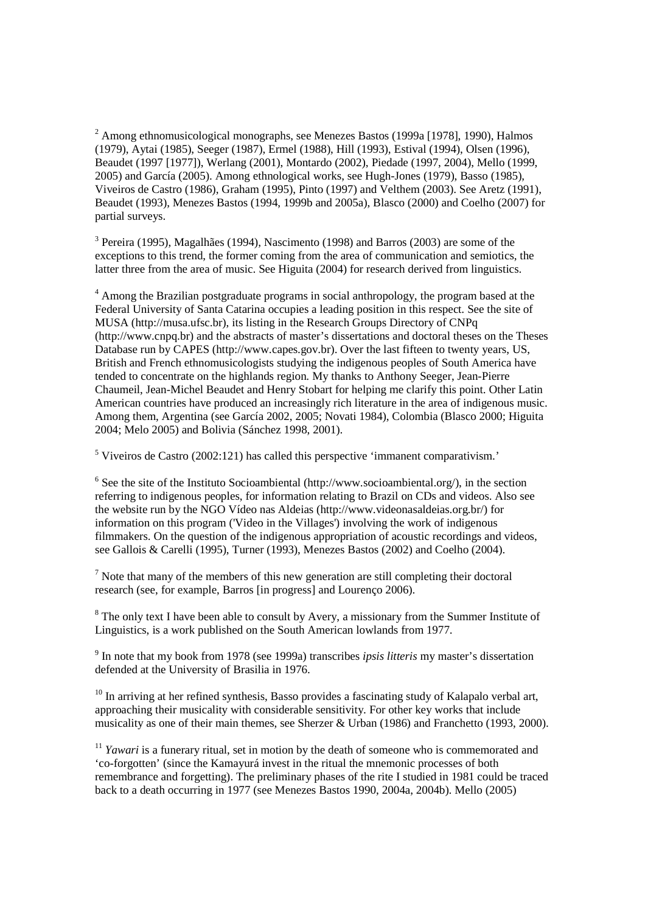[2] Among ethnomusicological monographs, see Menezes Bastos (1999a [1978], 1990), Halmos (1979), Aytai (1985), Seeger (1987), Ermel (1988), Hill (1993), Estival (1994), Olsen (1996), Beaudet (1997 [1977]), Werlang (2001), Montardo (2002), Piedade (1997, 2004), Mello (1999, 2005) and García (2005). Among ethnological works, see Hugh-Jones (1979), Basso (1985), Viveiros de Castro (1986), Graham (1995), Pinto (1997) and Velthem (2003). See Aretz (1991), Beaudet (1993), Menezes Bastos (1994, 1999b and 2005a), Blasco (2000) and Coelho (2007) for partial surveys.

[3] Pereira (1995), Magalhães (1994), Nascimento (1998) and Barros (2003) are some of the exceptions to this trend, the former coming from the area of communication and semiotics, the latter three from the area of music. See Higuita (2004) for research derived from linguistics.

[4] Among the Brazilian postgraduate programs in social anthropology, the program based at the Federal University of Santa Catarina occupies a leading position in this respect. See the site of MUSA (http://musa.ufsc.br), its listing in the Research Groups Directory of CNPq (http://www.cnpq.br) and the abstracts of master's dissertations and doctoral theses on the Theses Database run by CAPES (http://www.capes.gov.br). Over the last fifteen to twenty years, US, British and French ethnomusicologists studying the indigenous peoples of South America have tended to concentrate on the highlands region. My thanks to Anthony Seeger, Jean-Pierre Chaumeil, Jean-Michel Beaudet and Henry Stobart for helping me clarify this point. Other Latin American countries have produced an increasingly rich literature in the area of indigenous music. Among them, Argentina (see García 2002, 2005; Novati 1984), Colombia (Blasco 2000; Higuita 2004; Melo 2005) and Bolivia (Sánchez 1998, 2001).

[5] Viveiros de Castro (2002:121) has called this perspective 'immanent comparativism.'

[6] See the site of the Instituto Socioambiental (http://www.socioambiental.org/), in the section referring to indigenous peoples, for information relating to Brazil on CDs and videos. Also see the website run by the NGO Vídeo nas Aldeias (http://www.videonasaldeias.org.br/) for information on this program ('Video in the Villages') involving the work of indigenous filmmakers. On the question of the indigenous appropriation of acoustic recordings and videos, see Gallois & Carelli (1995), Turner (1993), Menezes Bastos (2002) and Coelho (2004).

[7] Note that many of the members of this new generation are still completing their doctoral research (see, for example, Barros [in progress] and Lourenço 2006).

[8] The only text I have been able to consult by Avery, a missionary from the Summer Institute of Linguistics, is a work published on the South American lowlands from 1977.

[9] In note that my book from 1978 (see 1999a) transcribes *ipsis litteris* my master's dissertation defended at the University of Brasilia in 1976.

[10] In arriving at her refined synthesis, Basso provides a fascinating study of Kalapalo verbal art, approaching their musicality with considerable sensitivity. For other key works that include musicality as one of their main themes, see Sherzer & Urban (1986) and Franchetto (1993, 2000).

[11] *Yawari* is a funerary ritual, set in motion by the death of someone who is commemorated and 'co-forgotten' (since the Kamayurá invest in the ritual the mnemonic processes of both remembrance and forgetting). The preliminary phases of the rite I studied in 1981 could be traced back to a death occurring in 1977 (see Menezes Bastos 1990, 2004a, 2004b). Mello (2005)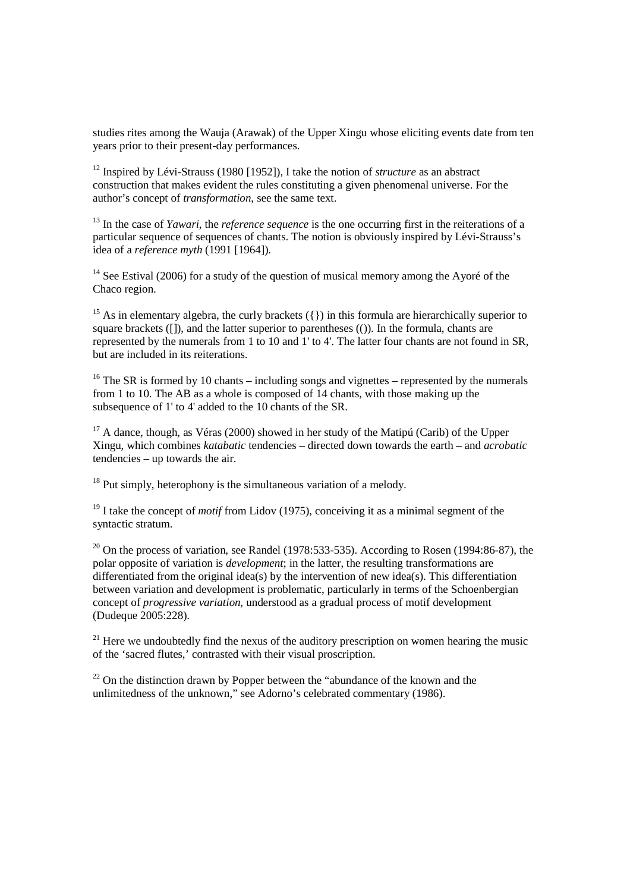studies rites among the Wauja (Arawak) of the Upper Xingu whose eliciting events date from ten years prior to their present-day performances.

[12] Inspired by Lévi-Strauss (1980 [1952]), I take the notion of *structure* as an abstract construction that makes evident the rules constituting a given phenomenal universe. For the author's concept of *transformation*, see the same text.

[13] In the case of *Yawari*, the *reference sequence* is the one occurring first in the reiterations of a particular sequence of sequences of chants. The notion is obviously inspired by Lévi-Strauss's idea of a *reference myth* (1991 [1964]).

[14] See Estival (2006) for a study of the question of musical memory among the Ayoré of the Chaco region.

[15] As in elementary algebra, the curly brackets ({}) in this formula are hierarchically superior to square brackets ([]), and the latter superior to parentheses (()). In the formula, chants are represented by the numerals from 1 to 10 and 1' to 4'. The latter four chants are not found in SR, but are included in its reiterations.

[16] The SR is formed by 10 chants – including songs and vignettes – represented by the numerals from 1 to 10. The AB as a whole is composed of 14 chants, with those making up the subsequence of 1' to 4' added to the 10 chants of the SR.

[17] A dance, though, as Véras (2000) showed in her study of the Matipú (Carib) of the Upper Xingu, which combines *katabatic* tendencies – directed down towards the earth – and *acrobatic* tendencies – up towards the air.

[18] Put simply, heterophony is the simultaneous variation of a melody.

[19] I take the concept of *motif* from Lidov (1975), conceiving it as a minimal segment of the syntactic stratum.

[20] On the process of variation, see Randel (1978:533-535). According to Rosen (1994:86-87), the polar opposite of variation is *development*; in the latter, the resulting transformations are differentiated from the original idea(s) by the intervention of new idea(s). This differentiation between variation and development is problematic, particularly in terms of the Schoenbergian concept of *progressive variation*, understood as a gradual process of motif development (Dudeque 2005:228).

[21] Here we undoubtedly find the nexus of the auditory prescription on women hearing the music of the 'sacred flutes,' contrasted with their visual proscription.

[22] On the distinction drawn by Popper between the "abundance of the known and the unlimitedness of the unknown," see Adorno's celebrated commentary (1986).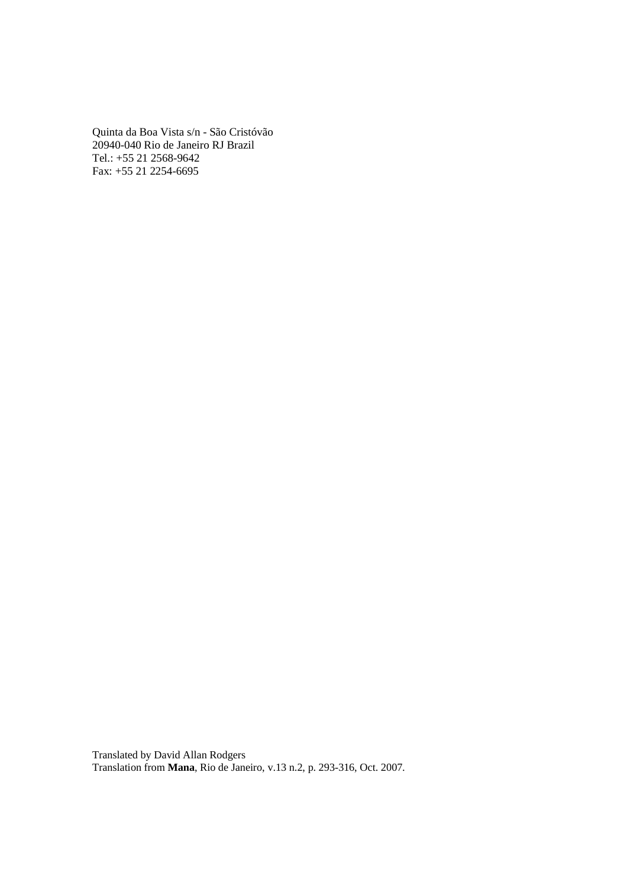Quinta da Boa Vista s/n - São Cristóvão
20940-040 Rio de Janeiro RJ Brazil
Tel.: +55 21 2568-9642
Fax: +55 21 2254-6695

Translated by David Allan Rodgers
Translation from **Mana**, Rio de Janeiro, v.13 n.2, p. 293-316, Oct. 2007.